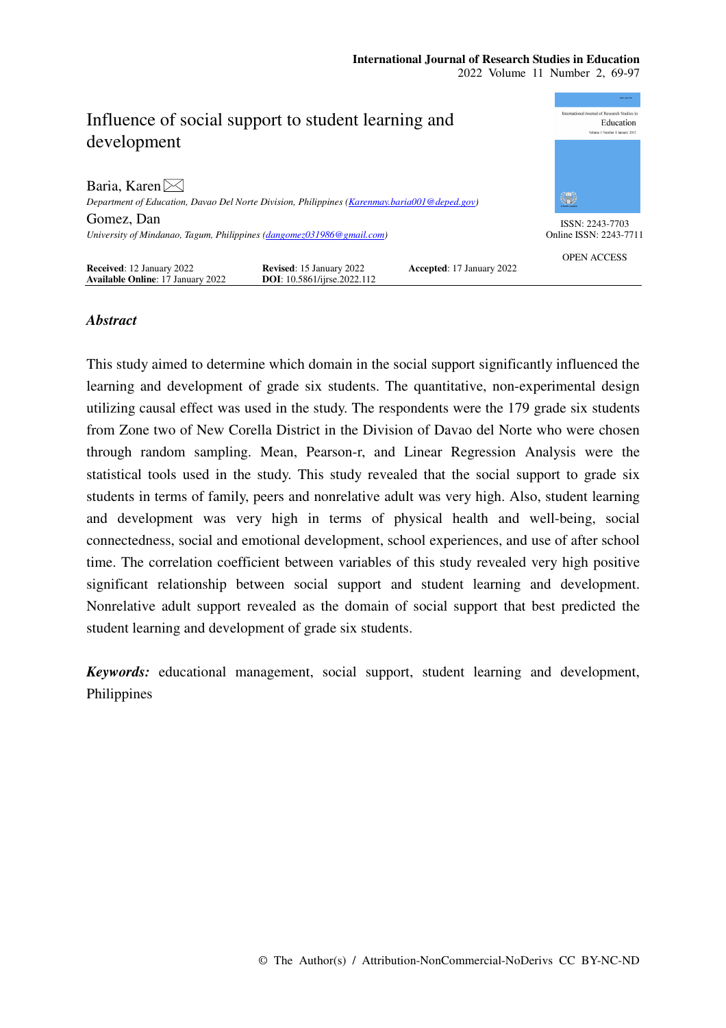# Influence of social support to student learning and development

Baria, Karen ✉

*Department of Education, Davao Del Norte Division, Philippines (Karenmay.baria001@deped.gov)*

Gomez, Dan

*University of Mindanao, Tagum, Philippines (dangomez031986@gmail.com)*

ISSN: 2243-7703
Online ISSN: 2243-7711

OPEN ACCESS

**Received**: 12 January 2022 **Revised**: 15 January 2022 **Accepted**: 17 January 2022
**Available Online**: 17 January 2022 **DOI**: 10.5861/ijrse.2022.112

## *Abstract*

This study aimed to determine which domain in the social support significantly influenced the learning and development of grade six students. The quantitative, non-experimental design utilizing causal effect was used in the study. The respondents were the 179 grade six students from Zone two of New Corella District in the Division of Davao del Norte who were chosen through random sampling. Mean, Pearson-r, and Linear Regression Analysis were the statistical tools used in the study. This study revealed that the social support to grade six students in terms of family, peers and nonrelative adult was very high. Also, student learning and development was very high in terms of physical health and well-being, social connectedness, social and emotional development, school experiences, and use of after school time. The correlation coefficient between variables of this study revealed very high positive significant relationship between social support and student learning and development. Nonrelative adult support revealed as the domain of social support that best predicted the student learning and development of grade six students.

***Keywords:*** educational management, social support, student learning and development, Philippines

© The Author(s) / Attribution-NonCommercial-NoDerivs CC BY-NC-ND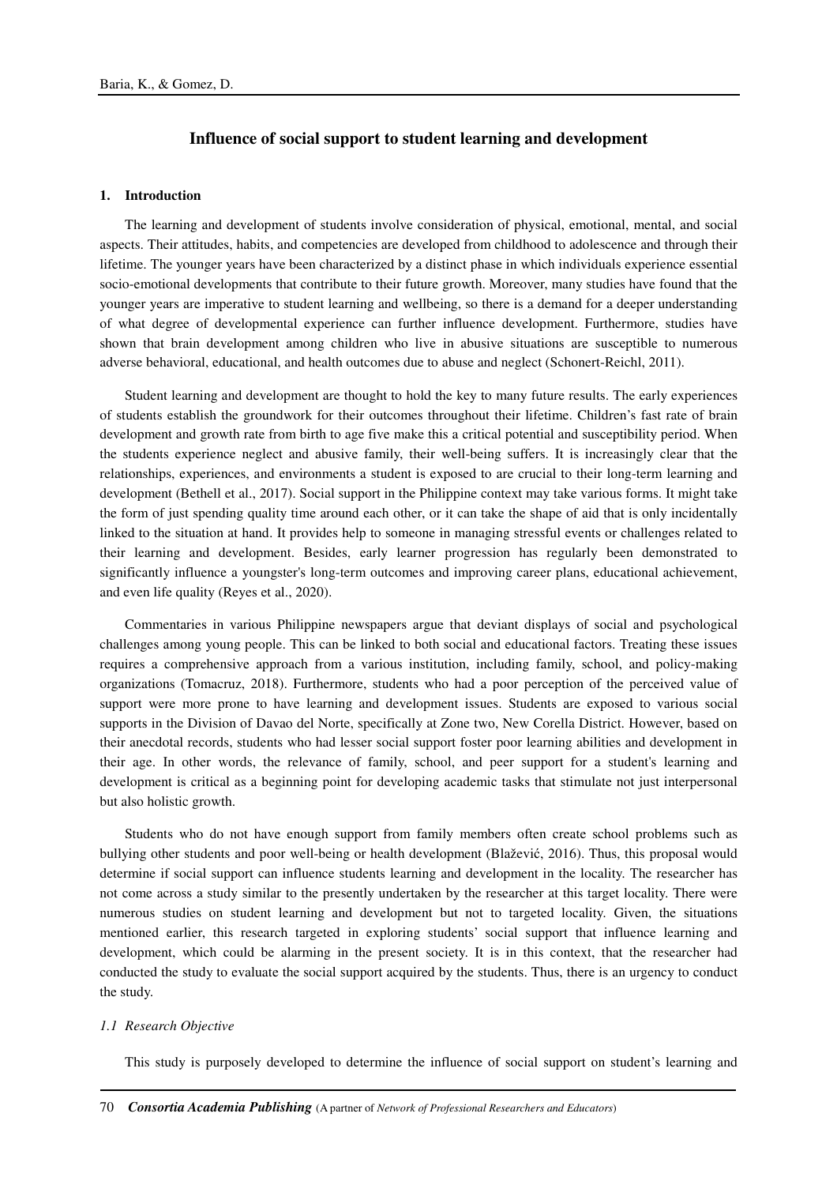## Influence of social support to student learning and development

### 1. Introduction

The learning and development of students involve consideration of physical, emotional, mental, and social aspects. Their attitudes, habits, and competencies are developed from childhood to adolescence and through their lifetime. The younger years have been characterized by a distinct phase in which individuals experience essential socio-emotional developments that contribute to their future growth. Moreover, many studies have found that the younger years are imperative to student learning and wellbeing, so there is a demand for a deeper understanding of what degree of developmental experience can further influence development. Furthermore, studies have shown that brain development among children who live in abusive situations are susceptible to numerous adverse behavioral, educational, and health outcomes due to abuse and neglect (Schonert-Reichl, 2011).

Student learning and development are thought to hold the key to many future results. The early experiences of students establish the groundwork for their outcomes throughout their lifetime. Children's fast rate of brain development and growth rate from birth to age five make this a critical potential and susceptibility period. When the students experience neglect and abusive family, their well-being suffers. It is increasingly clear that the relationships, experiences, and environments a student is exposed to are crucial to their long-term learning and development (Bethell et al., 2017). Social support in the Philippine context may take various forms. It might take the form of just spending quality time around each other, or it can take the shape of aid that is only incidentally linked to the situation at hand. It provides help to someone in managing stressful events or challenges related to their learning and development. Besides, early learner progression has regularly been demonstrated to significantly influence a youngster's long-term outcomes and improving career plans, educational achievement, and even life quality (Reyes et al., 2020).

Commentaries in various Philippine newspapers argue that deviant displays of social and psychological challenges among young people. This can be linked to both social and educational factors. Treating these issues requires a comprehensive approach from a various institution, including family, school, and policy-making organizations (Tomacruz, 2018). Furthermore, students who had a poor perception of the perceived value of support were more prone to have learning and development issues. Students are exposed to various social supports in the Division of Davao del Norte, specifically at Zone two, New Corella District. However, based on their anecdotal records, students who had lesser social support foster poor learning abilities and development in their age. In other words, the relevance of family, school, and peer support for a student's learning and development is critical as a beginning point for developing academic tasks that stimulate not just interpersonal but also holistic growth.

Students who do not have enough support from family members often create school problems such as bullying other students and poor well-being or health development (Blažević, 2016). Thus, this proposal would determine if social support can influence students learning and development in the locality. The researcher has not come across a study similar to the presently undertaken by the researcher at this target locality. There were numerous studies on student learning and development but not to targeted locality. Given, the situations mentioned earlier, this research targeted in exploring students' social support that influence learning and development, which could be alarming in the present society. It is in this context, that the researcher had conducted the study to evaluate the social support acquired by the students. Thus, there is an urgency to conduct the study.

#### *1.1 Research Objective*

This study is purposely developed to determine the influence of social support on student's learning and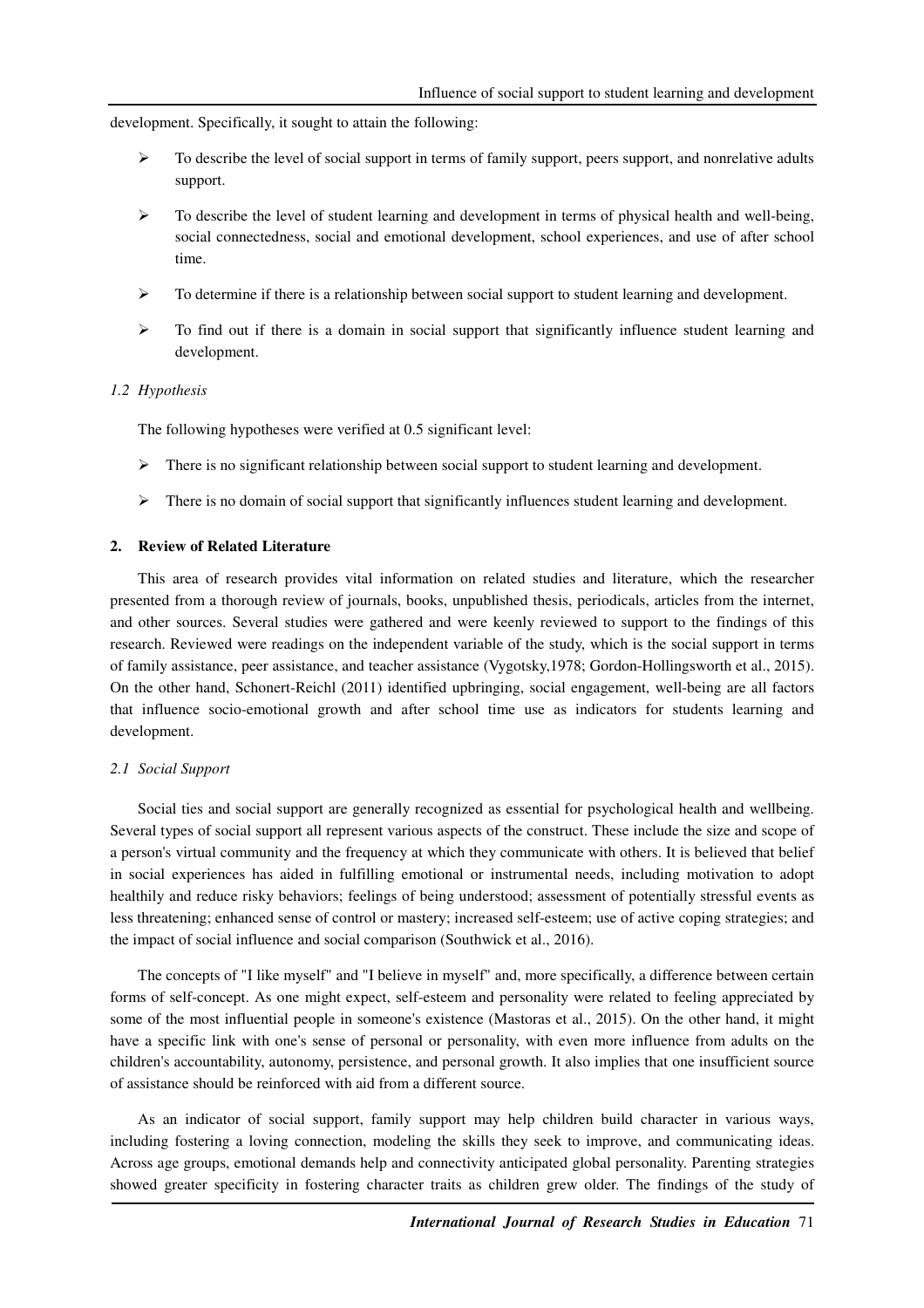development. Specifically, it sought to attain the following:

- To describe the level of social support in terms of family support, peers support, and nonrelative adults support.
- To describe the level of student learning and development in terms of physical health and well-being, social connectedness, social and emotional development, school experiences, and use of after school time.
- To determine if there is a relationship between social support to student learning and development.
- To find out if there is a domain in social support that significantly influence student learning and development.

### *1.2 Hypothesis*

The following hypotheses were verified at 0.5 significant level:

- There is no significant relationship between social support to student learning and development.
- There is no domain of social support that significantly influences student learning and development.

## 2. Review of Related Literature

This area of research provides vital information on related studies and literature, which the researcher presented from a thorough review of journals, books, unpublished thesis, periodicals, articles from the internet, and other sources. Several studies were gathered and were keenly reviewed to support to the findings of this research. Reviewed were readings on the independent variable of the study, which is the social support in terms of family assistance, peer assistance, and teacher assistance (Vygotsky,1978; Gordon-Hollingsworth et al., 2015). On the other hand, Schonert-Reichl (2011) identified upbringing, social engagement, well-being are all factors that influence socio-emotional growth and after school time use as indicators for students learning and development.

### *2.1 Social Support*

Social ties and social support are generally recognized as essential for psychological health and wellbeing. Several types of social support all represent various aspects of the construct. These include the size and scope of a person's virtual community and the frequency at which they communicate with others. It is believed that belief in social experiences has aided in fulfilling emotional or instrumental needs, including motivation to adopt healthily and reduce risky behaviors; feelings of being understood; assessment of potentially stressful events as less threatening; enhanced sense of control or mastery; increased self-esteem; use of active coping strategies; and the impact of social influence and social comparison (Southwick et al., 2016).

The concepts of "I like myself" and "I believe in myself" and, more specifically, a difference between certain forms of self-concept. As one might expect, self-esteem and personality were related to feeling appreciated by some of the most influential people in someone's existence (Mastoras et al., 2015). On the other hand, it might have a specific link with one's sense of personal or personality, with even more influence from adults on the children's accountability, autonomy, persistence, and personal growth. It also implies that one insufficient source of assistance should be reinforced with aid from a different source.

As an indicator of social support, family support may help children build character in various ways, including fostering a loving connection, modeling the skills they seek to improve, and communicating ideas. Across age groups, emotional demands help and connectivity anticipated global personality. Parenting strategies showed greater specificity in fostering character traits as children grew older. The findings of the study of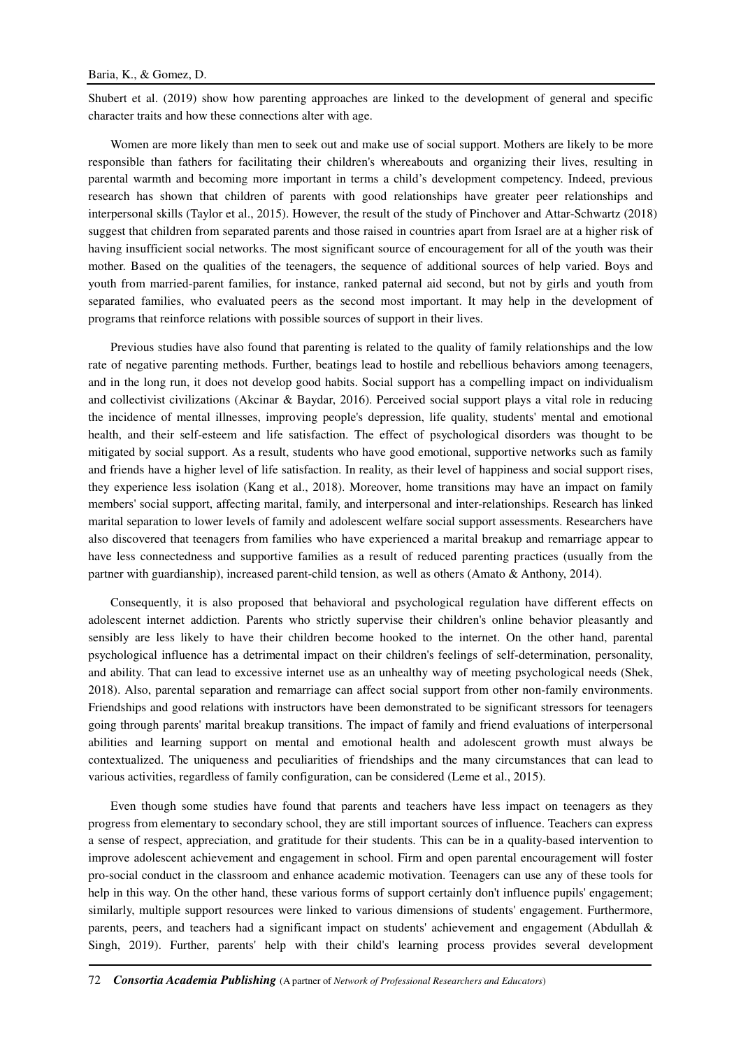Shubert et al. (2019) show how parenting approaches are linked to the development of general and specific character traits and how these connections alter with age.

Women are more likely than men to seek out and make use of social support. Mothers are likely to be more responsible than fathers for facilitating their children's whereabouts and organizing their lives, resulting in parental warmth and becoming more important in terms a child's development competency. Indeed, previous research has shown that children of parents with good relationships have greater peer relationships and interpersonal skills (Taylor et al., 2015). However, the result of the study of Pinchover and Attar-Schwartz (2018) suggest that children from separated parents and those raised in countries apart from Israel are at a higher risk of having insufficient social networks. The most significant source of encouragement for all of the youth was their mother. Based on the qualities of the teenagers, the sequence of additional sources of help varied. Boys and youth from married-parent families, for instance, ranked paternal aid second, but not by girls and youth from separated families, who evaluated peers as the second most important. It may help in the development of programs that reinforce relations with possible sources of support in their lives.

Previous studies have also found that parenting is related to the quality of family relationships and the low rate of negative parenting methods. Further, beatings lead to hostile and rebellious behaviors among teenagers, and in the long run, it does not develop good habits. Social support has a compelling impact on individualism and collectivist civilizations (Akcinar & Baydar, 2016). Perceived social support plays a vital role in reducing the incidence of mental illnesses, improving people's depression, life quality, students' mental and emotional health, and their self-esteem and life satisfaction. The effect of psychological disorders was thought to be mitigated by social support. As a result, students who have good emotional, supportive networks such as family and friends have a higher level of life satisfaction. In reality, as their level of happiness and social support rises, they experience less isolation (Kang et al., 2018). Moreover, home transitions may have an impact on family members' social support, affecting marital, family, and interpersonal and inter-relationships. Research has linked marital separation to lower levels of family and adolescent welfare social support assessments. Researchers have also discovered that teenagers from families who have experienced a marital breakup and remarriage appear to have less connectedness and supportive families as a result of reduced parenting practices (usually from the partner with guardianship), increased parent-child tension, as well as others (Amato & Anthony, 2014).

Consequently, it is also proposed that behavioral and psychological regulation have different effects on adolescent internet addiction. Parents who strictly supervise their children's online behavior pleasantly and sensibly are less likely to have their children become hooked to the internet. On the other hand, parental psychological influence has a detrimental impact on their children's feelings of self-determination, personality, and ability. That can lead to excessive internet use as an unhealthy way of meeting psychological needs (Shek, 2018). Also, parental separation and remarriage can affect social support from other non-family environments. Friendships and good relations with instructors have been demonstrated to be significant stressors for teenagers going through parents' marital breakup transitions. The impact of family and friend evaluations of interpersonal abilities and learning support on mental and emotional health and adolescent growth must always be contextualized. The uniqueness and peculiarities of friendships and the many circumstances that can lead to various activities, regardless of family configuration, can be considered (Leme et al., 2015).

Even though some studies have found that parents and teachers have less impact on teenagers as they progress from elementary to secondary school, they are still important sources of influence. Teachers can express a sense of respect, appreciation, and gratitude for their students. This can be in a quality-based intervention to improve adolescent achievement and engagement in school. Firm and open parental encouragement will foster pro-social conduct in the classroom and enhance academic motivation. Teenagers can use any of these tools for help in this way. On the other hand, these various forms of support certainly don't influence pupils' engagement; similarly, multiple support resources were linked to various dimensions of students' engagement. Furthermore, parents, peers, and teachers had a significant impact on students' achievement and engagement (Abdullah & Singh, 2019). Further, parents' help with their child's learning process provides several development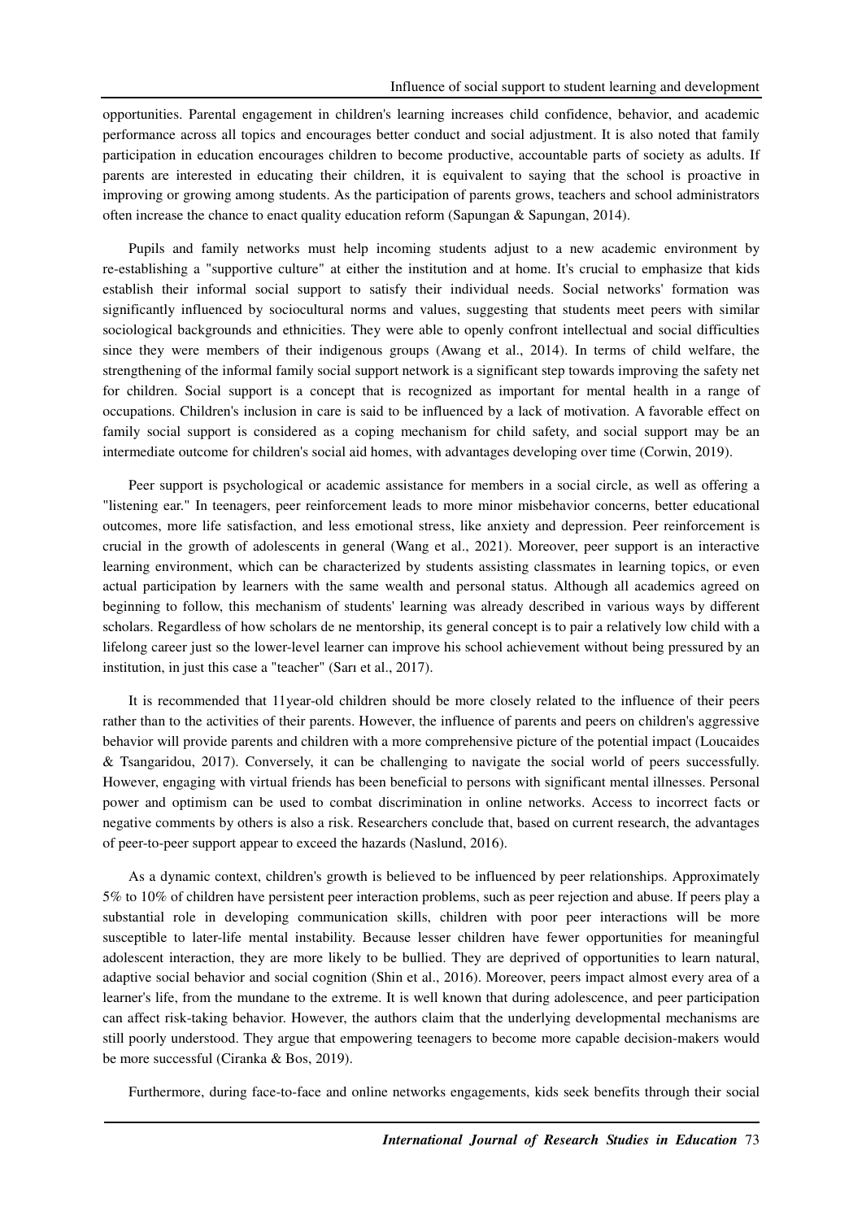opportunities. Parental engagement in children's learning increases child confidence, behavior, and academic performance across all topics and encourages better conduct and social adjustment. It is also noted that family participation in education encourages children to become productive, accountable parts of society as adults. If parents are interested in educating their children, it is equivalent to saying that the school is proactive in improving or growing among students. As the participation of parents grows, teachers and school administrators often increase the chance to enact quality education reform (Sapungan & Sapungan, 2014).

Pupils and family networks must help incoming students adjust to a new academic environment by re-establishing a "supportive culture" at either the institution and at home. It's crucial to emphasize that kids establish their informal social support to satisfy their individual needs. Social networks' formation was significantly influenced by sociocultural norms and values, suggesting that students meet peers with similar sociological backgrounds and ethnicities. They were able to openly confront intellectual and social difficulties since they were members of their indigenous groups (Awang et al., 2014). In terms of child welfare, the strengthening of the informal family social support network is a significant step towards improving the safety net for children. Social support is a concept that is recognized as important for mental health in a range of occupations. Children's inclusion in care is said to be influenced by a lack of motivation. A favorable effect on family social support is considered as a coping mechanism for child safety, and social support may be an intermediate outcome for children's social aid homes, with advantages developing over time (Corwin, 2019).

Peer support is psychological or academic assistance for members in a social circle, as well as offering a "listening ear." In teenagers, peer reinforcement leads to more minor misbehavior concerns, better educational outcomes, more life satisfaction, and less emotional stress, like anxiety and depression. Peer reinforcement is crucial in the growth of adolescents in general (Wang et al., 2021). Moreover, peer support is an interactive learning environment, which can be characterized by students assisting classmates in learning topics, or even actual participation by learners with the same wealth and personal status. Although all academics agreed on beginning to follow, this mechanism of students' learning was already described in various ways by different scholars. Regardless of how scholars de ne mentorship, its general concept is to pair a relatively low child with a lifelong career just so the lower-level learner can improve his school achievement without being pressured by an institution, in just this case a "teacher" (Sarı et al., 2017).

It is recommended that 11year-old children should be more closely related to the influence of their peers rather than to the activities of their parents. However, the influence of parents and peers on children's aggressive behavior will provide parents and children with a more comprehensive picture of the potential impact (Loucaides & Tsangaridou, 2017). Conversely, it can be challenging to navigate the social world of peers successfully. However, engaging with virtual friends has been beneficial to persons with significant mental illnesses. Personal power and optimism can be used to combat discrimination in online networks. Access to incorrect facts or negative comments by others is also a risk. Researchers conclude that, based on current research, the advantages of peer-to-peer support appear to exceed the hazards (Naslund, 2016).

As a dynamic context, children's growth is believed to be influenced by peer relationships. Approximately 5% to 10% of children have persistent peer interaction problems, such as peer rejection and abuse. If peers play a substantial role in developing communication skills, children with poor peer interactions will be more susceptible to later-life mental instability. Because lesser children have fewer opportunities for meaningful adolescent interaction, they are more likely to be bullied. They are deprived of opportunities to learn natural, adaptive social behavior and social cognition (Shin et al., 2016). Moreover, peers impact almost every area of a learner's life, from the mundane to the extreme. It is well known that during adolescence, and peer participation can affect risk-taking behavior. However, the authors claim that the underlying developmental mechanisms are still poorly understood. They argue that empowering teenagers to become more capable decision-makers would be more successful (Ciranka & Bos, 2019).

Furthermore, during face-to-face and online networks engagements, kids seek benefits through their social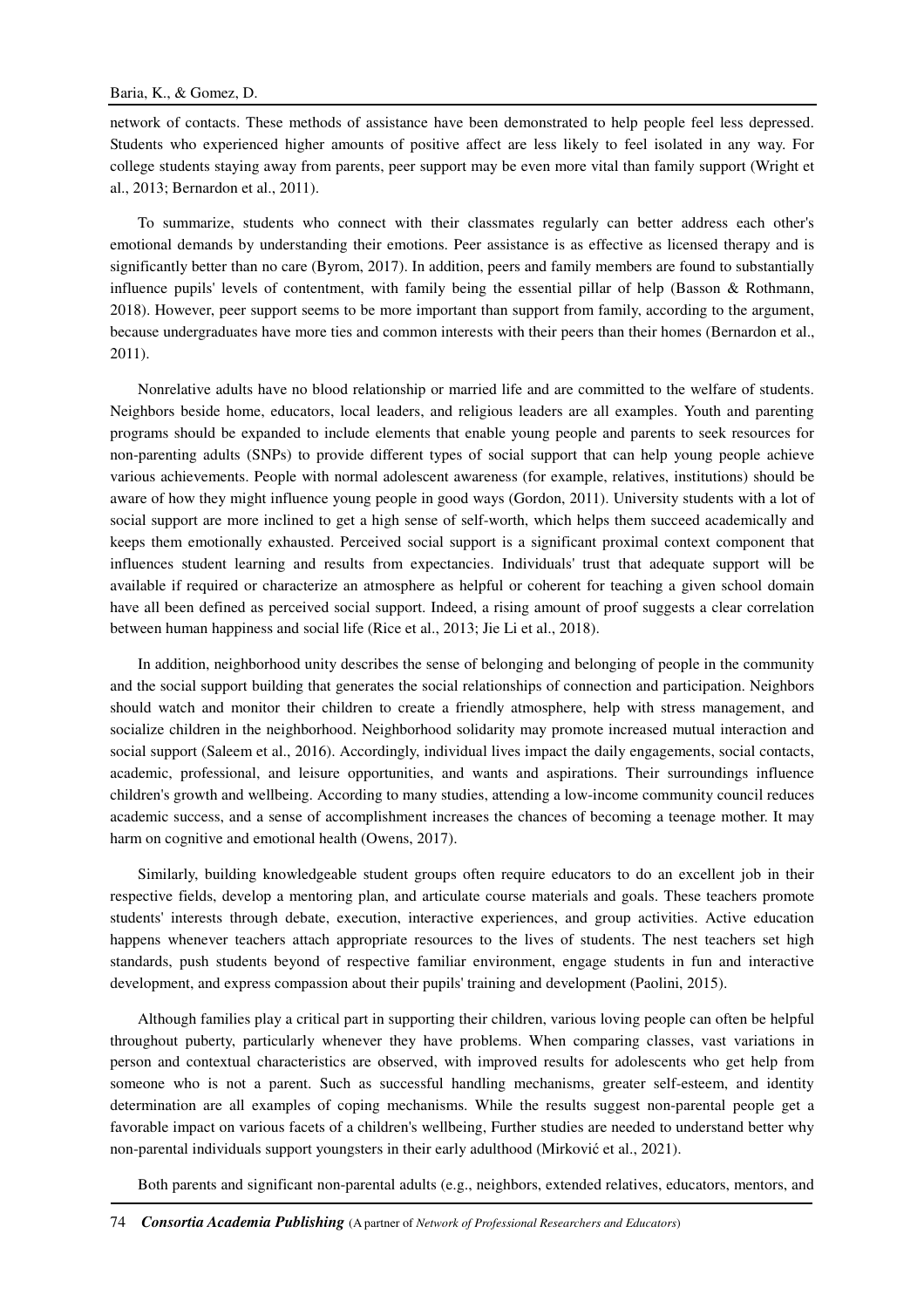network of contacts. These methods of assistance have been demonstrated to help people feel less depressed. Students who experienced higher amounts of positive affect are less likely to feel isolated in any way. For college students staying away from parents, peer support may be even more vital than family support (Wright et al., 2013; Bernardon et al., 2011).

To summarize, students who connect with their classmates regularly can better address each other's emotional demands by understanding their emotions. Peer assistance is as effective as licensed therapy and is significantly better than no care (Byrom, 2017). In addition, peers and family members are found to substantially influence pupils' levels of contentment, with family being the essential pillar of help (Basson & Rothmann, 2018). However, peer support seems to be more important than support from family, according to the argument, because undergraduates have more ties and common interests with their peers than their homes (Bernardon et al., 2011).

Nonrelative adults have no blood relationship or married life and are committed to the welfare of students. Neighbors beside home, educators, local leaders, and religious leaders are all examples. Youth and parenting programs should be expanded to include elements that enable young people and parents to seek resources for non-parenting adults (SNPs) to provide different types of social support that can help young people achieve various achievements. People with normal adolescent awareness (for example, relatives, institutions) should be aware of how they might influence young people in good ways (Gordon, 2011). University students with a lot of social support are more inclined to get a high sense of self-worth, which helps them succeed academically and keeps them emotionally exhausted. Perceived social support is a significant proximal context component that influences student learning and results from expectancies. Individuals' trust that adequate support will be available if required or characterize an atmosphere as helpful or coherent for teaching a given school domain have all been defined as perceived social support. Indeed, a rising amount of proof suggests a clear correlation between human happiness and social life (Rice et al., 2013; Jie Li et al., 2018).

In addition, neighborhood unity describes the sense of belonging and belonging of people in the community and the social support building that generates the social relationships of connection and participation. Neighbors should watch and monitor their children to create a friendly atmosphere, help with stress management, and socialize children in the neighborhood. Neighborhood solidarity may promote increased mutual interaction and social support (Saleem et al., 2016). Accordingly, individual lives impact the daily engagements, social contacts, academic, professional, and leisure opportunities, and wants and aspirations. Their surroundings influence children's growth and wellbeing. According to many studies, attending a low-income community council reduces academic success, and a sense of accomplishment increases the chances of becoming a teenage mother. It may harm on cognitive and emotional health (Owens, 2017).

Similarly, building knowledgeable student groups often require educators to do an excellent job in their respective fields, develop a mentoring plan, and articulate course materials and goals. These teachers promote students' interests through debate, execution, interactive experiences, and group activities. Active education happens whenever teachers attach appropriate resources to the lives of students. The nest teachers set high standards, push students beyond of respective familiar environment, engage students in fun and interactive development, and express compassion about their pupils' training and development (Paolini, 2015).

Although families play a critical part in supporting their children, various loving people can often be helpful throughout puberty, particularly whenever they have problems. When comparing classes, vast variations in person and contextual characteristics are observed, with improved results for adolescents who get help from someone who is not a parent. Such as successful handling mechanisms, greater self-esteem, and identity determination are all examples of coping mechanisms. While the results suggest non-parental people get a favorable impact on various facets of a children's wellbeing, Further studies are needed to understand better why non-parental individuals support youngsters in their early adulthood (Mirković et al., 2021).

Both parents and significant non-parental adults (e.g., neighbors, extended relatives, educators, mentors, and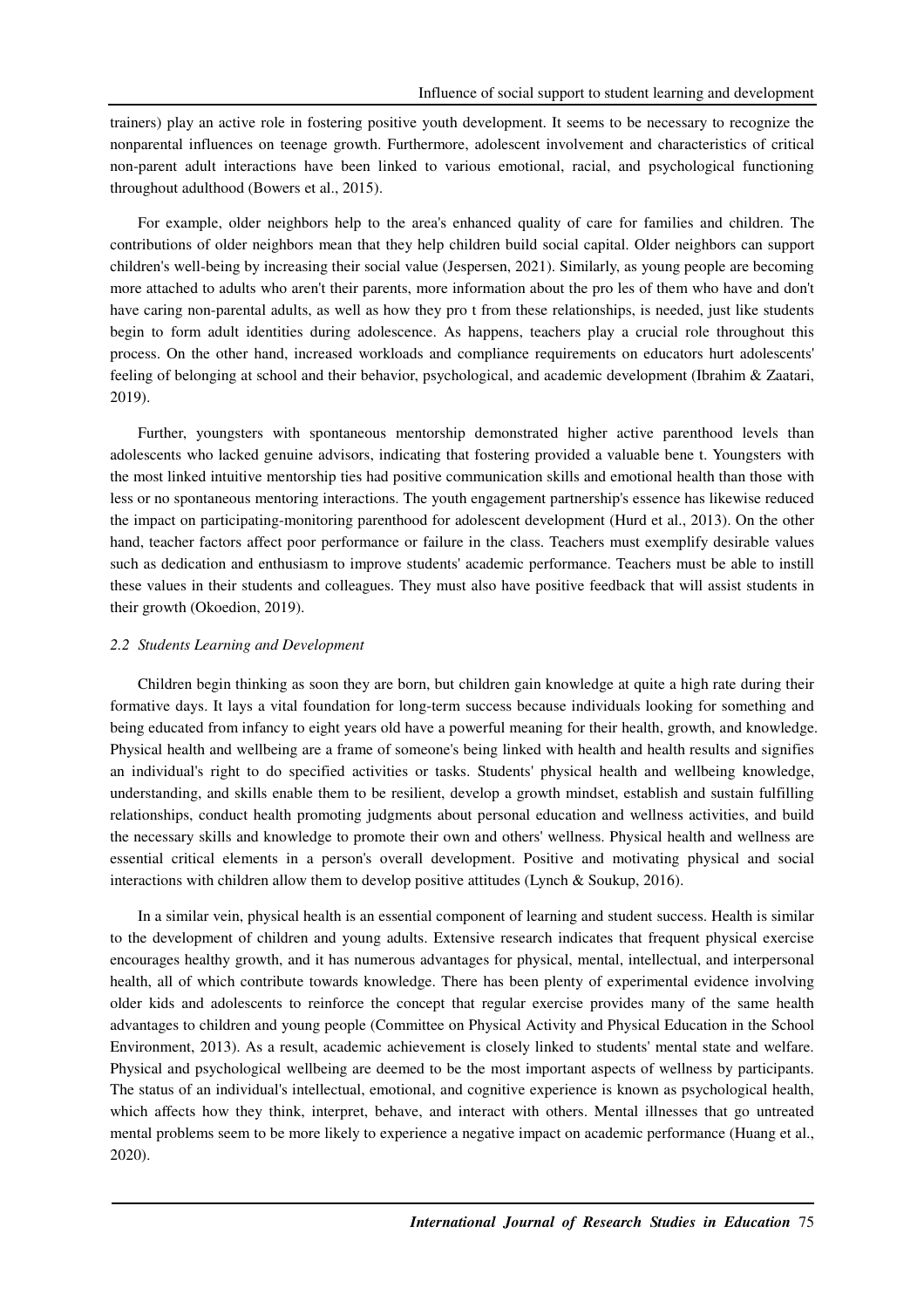trainers) play an active role in fostering positive youth development. It seems to be necessary to recognize the nonparental influences on teenage growth. Furthermore, adolescent involvement and characteristics of critical non-parent adult interactions have been linked to various emotional, racial, and psychological functioning throughout adulthood (Bowers et al., 2015).

For example, older neighbors help to the area's enhanced quality of care for families and children. The contributions of older neighbors mean that they help children build social capital. Older neighbors can support children's well-being by increasing their social value (Jespersen, 2021). Similarly, as young people are becoming more attached to adults who aren't their parents, more information about the pro les of them who have and don't have caring non-parental adults, as well as how they pro t from these relationships, is needed, just like students begin to form adult identities during adolescence. As happens, teachers play a crucial role throughout this process. On the other hand, increased workloads and compliance requirements on educators hurt adolescents' feeling of belonging at school and their behavior, psychological, and academic development (Ibrahim & Zaatari, 2019).

Further, youngsters with spontaneous mentorship demonstrated higher active parenthood levels than adolescents who lacked genuine advisors, indicating that fostering provided a valuable bene t. Youngsters with the most linked intuitive mentorship ties had positive communication skills and emotional health than those with less or no spontaneous mentoring interactions. The youth engagement partnership's essence has likewise reduced the impact on participating-monitoring parenthood for adolescent development (Hurd et al., 2013). On the other hand, teacher factors affect poor performance or failure in the class. Teachers must exemplify desirable values such as dedication and enthusiasm to improve students' academic performance. Teachers must be able to instill these values in their students and colleagues. They must also have positive feedback that will assist students in their growth (Okoedion, 2019).

### *2.2 Students Learning and Development*

Children begin thinking as soon they are born, but children gain knowledge at quite a high rate during their formative days. It lays a vital foundation for long-term success because individuals looking for something and being educated from infancy to eight years old have a powerful meaning for their health, growth, and knowledge. Physical health and wellbeing are a frame of someone's being linked with health and health results and signifies an individual's right to do specified activities or tasks. Students' physical health and wellbeing knowledge, understanding, and skills enable them to be resilient, develop a growth mindset, establish and sustain fulfilling relationships, conduct health promoting judgments about personal education and wellness activities, and build the necessary skills and knowledge to promote their own and others' wellness. Physical health and wellness are essential critical elements in a person's overall development. Positive and motivating physical and social interactions with children allow them to develop positive attitudes (Lynch & Soukup, 2016).

In a similar vein, physical health is an essential component of learning and student success. Health is similar to the development of children and young adults. Extensive research indicates that frequent physical exercise encourages healthy growth, and it has numerous advantages for physical, mental, intellectual, and interpersonal health, all of which contribute towards knowledge. There has been plenty of experimental evidence involving older kids and adolescents to reinforce the concept that regular exercise provides many of the same health advantages to children and young people (Committee on Physical Activity and Physical Education in the School Environment, 2013). As a result, academic achievement is closely linked to students' mental state and welfare. Physical and psychological wellbeing are deemed to be the most important aspects of wellness by participants. The status of an individual's intellectual, emotional, and cognitive experience is known as psychological health, which affects how they think, interpret, behave, and interact with others. Mental illnesses that go untreated mental problems seem to be more likely to experience a negative impact on academic performance (Huang et al., 2020).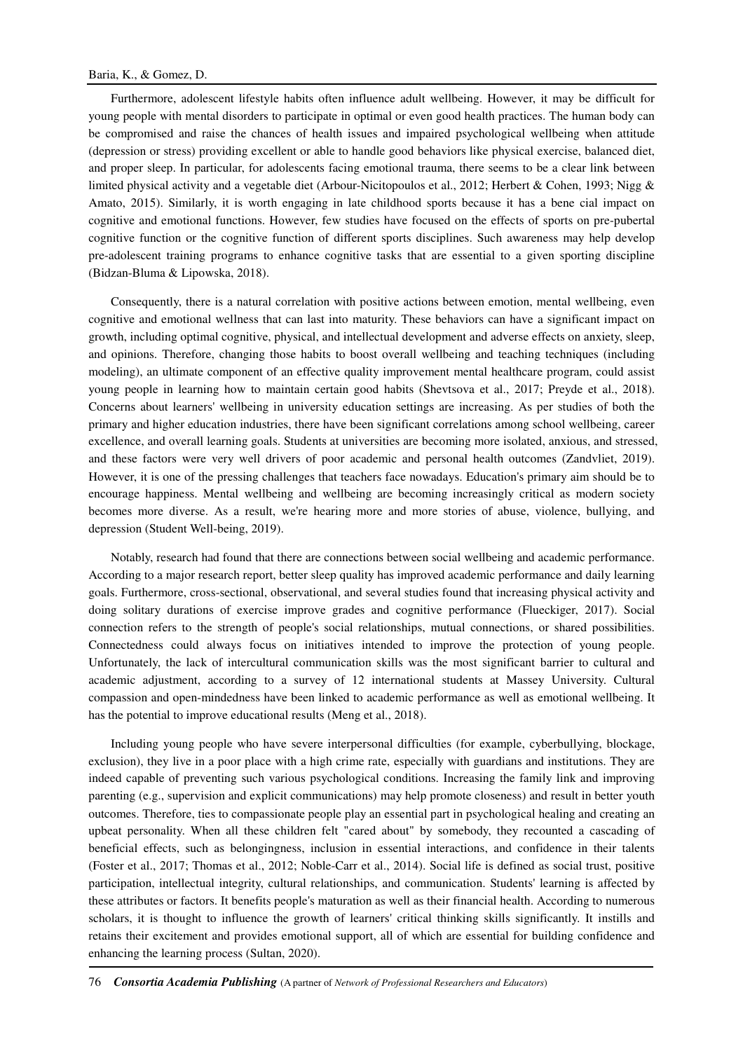Furthermore, adolescent lifestyle habits often influence adult wellbeing. However, it may be difficult for young people with mental disorders to participate in optimal or even good health practices. The human body can be compromised and raise the chances of health issues and impaired psychological wellbeing when attitude (depression or stress) providing excellent or able to handle good behaviors like physical exercise, balanced diet, and proper sleep. In particular, for adolescents facing emotional trauma, there seems to be a clear link between limited physical activity and a vegetable diet (Arbour-Nicitopoulos et al., 2012; Herbert & Cohen, 1993; Nigg & Amato, 2015). Similarly, it is worth engaging in late childhood sports because it has a bene cial impact on cognitive and emotional functions. However, few studies have focused on the effects of sports on pre-pubertal cognitive function or the cognitive function of different sports disciplines. Such awareness may help develop pre-adolescent training programs to enhance cognitive tasks that are essential to a given sporting discipline (Bidzan-Bluma & Lipowska, 2018).

Consequently, there is a natural correlation with positive actions between emotion, mental wellbeing, even cognitive and emotional wellness that can last into maturity. These behaviors can have a significant impact on growth, including optimal cognitive, physical, and intellectual development and adverse effects on anxiety, sleep, and opinions. Therefore, changing those habits to boost overall wellbeing and teaching techniques (including modeling), an ultimate component of an effective quality improvement mental healthcare program, could assist young people in learning how to maintain certain good habits (Shevtsova et al., 2017; Preyde et al., 2018). Concerns about learners' wellbeing in university education settings are increasing. As per studies of both the primary and higher education industries, there have been significant correlations among school wellbeing, career excellence, and overall learning goals. Students at universities are becoming more isolated, anxious, and stressed, and these factors were very well drivers of poor academic and personal health outcomes (Zandvliet, 2019). However, it is one of the pressing challenges that teachers face nowadays. Education's primary aim should be to encourage happiness. Mental wellbeing and wellbeing are becoming increasingly critical as modern society becomes more diverse. As a result, we're hearing more and more stories of abuse, violence, bullying, and depression (Student Well-being, 2019).

Notably, research had found that there are connections between social wellbeing and academic performance. According to a major research report, better sleep quality has improved academic performance and daily learning goals. Furthermore, cross-sectional, observational, and several studies found that increasing physical activity and doing solitary durations of exercise improve grades and cognitive performance (Flueckiger, 2017). Social connection refers to the strength of people's social relationships, mutual connections, or shared possibilities. Connectedness could always focus on initiatives intended to improve the protection of young people. Unfortunately, the lack of intercultural communication skills was the most significant barrier to cultural and academic adjustment, according to a survey of 12 international students at Massey University. Cultural compassion and open-mindedness have been linked to academic performance as well as emotional wellbeing. It has the potential to improve educational results (Meng et al., 2018).

Including young people who have severe interpersonal difficulties (for example, cyberbullying, blockage, exclusion), they live in a poor place with a high crime rate, especially with guardians and institutions. They are indeed capable of preventing such various psychological conditions. Increasing the family link and improving parenting (e.g., supervision and explicit communications) may help promote closeness) and result in better youth outcomes. Therefore, ties to compassionate people play an essential part in psychological healing and creating an upbeat personality. When all these children felt "cared about" by somebody, they recounted a cascading of beneficial effects, such as belongingness, inclusion in essential interactions, and confidence in their talents (Foster et al., 2017; Thomas et al., 2012; Noble-Carr et al., 2014). Social life is defined as social trust, positive participation, intellectual integrity, cultural relationships, and communication. Students' learning is affected by these attributes or factors. It benefits people's maturation as well as their financial health. According to numerous scholars, it is thought to influence the growth of learners' critical thinking skills significantly. It instills and retains their excitement and provides emotional support, all of which are essential for building confidence and enhancing the learning process (Sultan, 2020).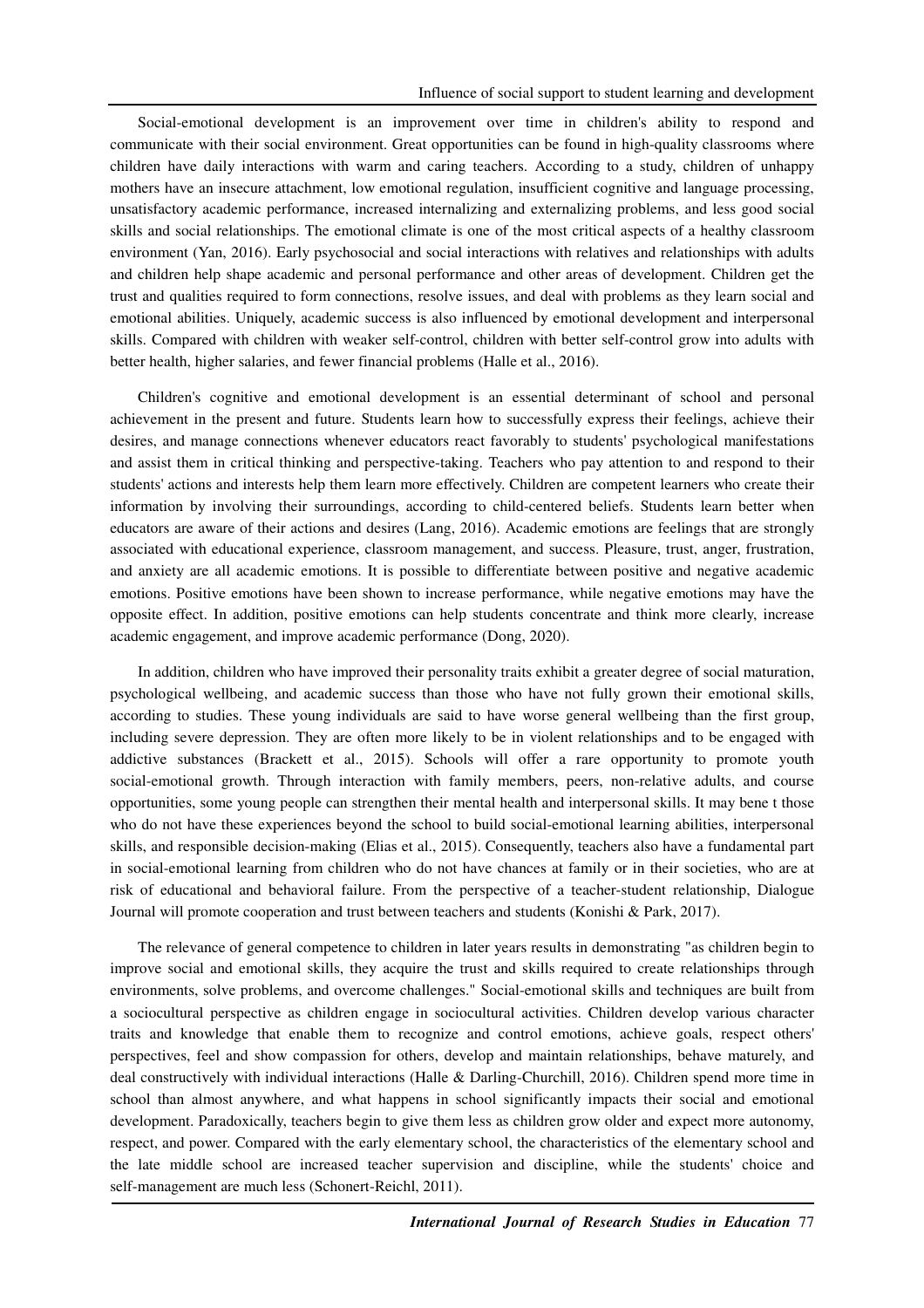Social-emotional development is an improvement over time in children's ability to respond and communicate with their social environment. Great opportunities can be found in high-quality classrooms where children have daily interactions with warm and caring teachers. According to a study, children of unhappy mothers have an insecure attachment, low emotional regulation, insufficient cognitive and language processing, unsatisfactory academic performance, increased internalizing and externalizing problems, and less good social skills and social relationships. The emotional climate is one of the most critical aspects of a healthy classroom environment (Yan, 2016). Early psychosocial and social interactions with relatives and relationships with adults and children help shape academic and personal performance and other areas of development. Children get the trust and qualities required to form connections, resolve issues, and deal with problems as they learn social and emotional abilities. Uniquely, academic success is also influenced by emotional development and interpersonal skills. Compared with children with weaker self-control, children with better self-control grow into adults with better health, higher salaries, and fewer financial problems (Halle et al., 2016).

Children's cognitive and emotional development is an essential determinant of school and personal achievement in the present and future. Students learn how to successfully express their feelings, achieve their desires, and manage connections whenever educators react favorably to students' psychological manifestations and assist them in critical thinking and perspective-taking. Teachers who pay attention to and respond to their students' actions and interests help them learn more effectively. Children are competent learners who create their information by involving their surroundings, according to child-centered beliefs. Students learn better when educators are aware of their actions and desires (Lang, 2016). Academic emotions are feelings that are strongly associated with educational experience, classroom management, and success. Pleasure, trust, anger, frustration, and anxiety are all academic emotions. It is possible to differentiate between positive and negative academic emotions. Positive emotions have been shown to increase performance, while negative emotions may have the opposite effect. In addition, positive emotions can help students concentrate and think more clearly, increase academic engagement, and improve academic performance (Dong, 2020).

In addition, children who have improved their personality traits exhibit a greater degree of social maturation, psychological wellbeing, and academic success than those who have not fully grown their emotional skills, according to studies. These young individuals are said to have worse general wellbeing than the first group, including severe depression. They are often more likely to be in violent relationships and to be engaged with addictive substances (Brackett et al., 2015). Schools will offer a rare opportunity to promote youth social-emotional growth. Through interaction with family members, peers, non-relative adults, and course opportunities, some young people can strengthen their mental health and interpersonal skills. It may bene t those who do not have these experiences beyond the school to build social-emotional learning abilities, interpersonal skills, and responsible decision-making (Elias et al., 2015). Consequently, teachers also have a fundamental part in social-emotional learning from children who do not have chances at family or in their societies, who are at risk of educational and behavioral failure. From the perspective of a teacher-student relationship, Dialogue Journal will promote cooperation and trust between teachers and students (Konishi & Park, 2017).

The relevance of general competence to children in later years results in demonstrating "as children begin to improve social and emotional skills, they acquire the trust and skills required to create relationships through environments, solve problems, and overcome challenges." Social-emotional skills and techniques are built from a sociocultural perspective as children engage in sociocultural activities. Children develop various character traits and knowledge that enable them to recognize and control emotions, achieve goals, respect others' perspectives, feel and show compassion for others, develop and maintain relationships, behave maturely, and deal constructively with individual interactions (Halle & Darling-Churchill, 2016). Children spend more time in school than almost anywhere, and what happens in school significantly impacts their social and emotional development. Paradoxically, teachers begin to give them less as children grow older and expect more autonomy, respect, and power. Compared with the early elementary school, the characteristics of the elementary school and the late middle school are increased teacher supervision and discipline, while the students' choice and self-management are much less (Schonert-Reichl, 2011).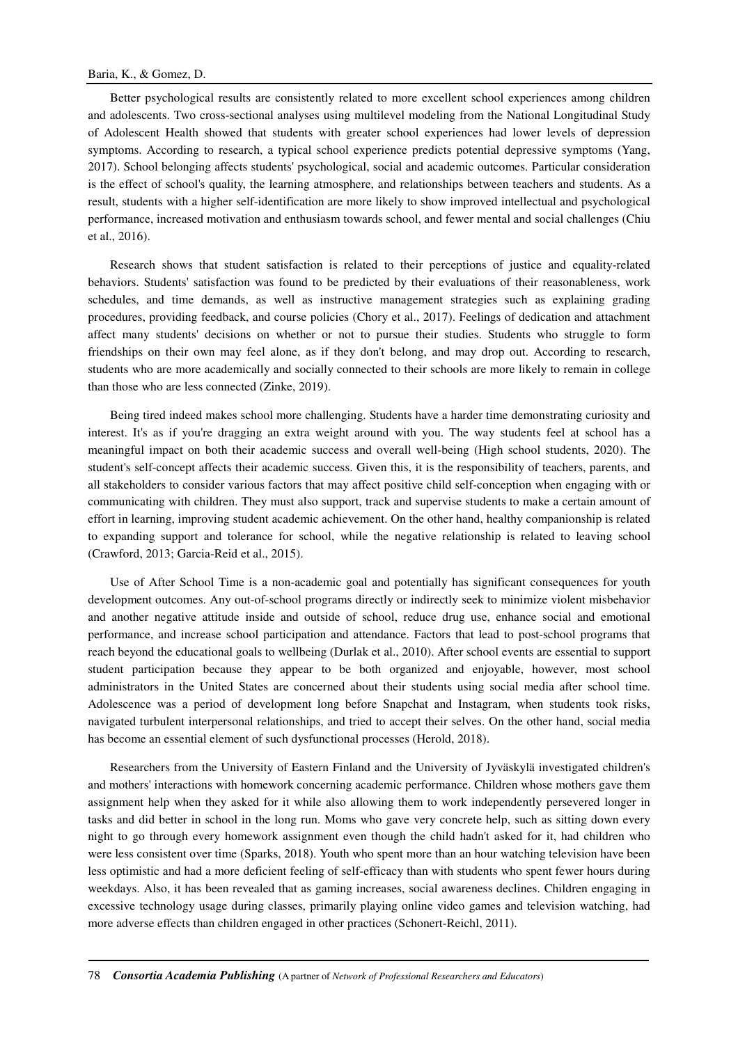Better psychological results are consistently related to more excellent school experiences among children and adolescents. Two cross-sectional analyses using multilevel modeling from the National Longitudinal Study of Adolescent Health showed that students with greater school experiences had lower levels of depression symptoms. According to research, a typical school experience predicts potential depressive symptoms (Yang, 2017). School belonging affects students' psychological, social and academic outcomes. Particular consideration is the effect of school's quality, the learning atmosphere, and relationships between teachers and students. As a result, students with a higher self-identification are more likely to show improved intellectual and psychological performance, increased motivation and enthusiasm towards school, and fewer mental and social challenges (Chiu et al., 2016).

Research shows that student satisfaction is related to their perceptions of justice and equality-related behaviors. Students' satisfaction was found to be predicted by their evaluations of their reasonableness, work schedules, and time demands, as well as instructive management strategies such as explaining grading procedures, providing feedback, and course policies (Chory et al., 2017). Feelings of dedication and attachment affect many students' decisions on whether or not to pursue their studies. Students who struggle to form friendships on their own may feel alone, as if they don't belong, and may drop out. According to research, students who are more academically and socially connected to their schools are more likely to remain in college than those who are less connected (Zinke, 2019).

Being tired indeed makes school more challenging. Students have a harder time demonstrating curiosity and interest. It's as if you're dragging an extra weight around with you. The way students feel at school has a meaningful impact on both their academic success and overall well-being (High school students, 2020). The student's self-concept affects their academic success. Given this, it is the responsibility of teachers, parents, and all stakeholders to consider various factors that may affect positive child self-conception when engaging with or communicating with children. They must also support, track and supervise students to make a certain amount of effort in learning, improving student academic achievement. On the other hand, healthy companionship is related to expanding support and tolerance for school, while the negative relationship is related to leaving school (Crawford, 2013; Garcia-Reid et al., 2015).

Use of After School Time is a non-academic goal and potentially has significant consequences for youth development outcomes. Any out-of-school programs directly or indirectly seek to minimize violent misbehavior and another negative attitude inside and outside of school, reduce drug use, enhance social and emotional performance, and increase school participation and attendance. Factors that lead to post-school programs that reach beyond the educational goals to wellbeing (Durlak et al., 2010). After school events are essential to support student participation because they appear to be both organized and enjoyable, however, most school administrators in the United States are concerned about their students using social media after school time. Adolescence was a period of development long before Snapchat and Instagram, when students took risks, navigated turbulent interpersonal relationships, and tried to accept their selves. On the other hand, social media has become an essential element of such dysfunctional processes (Herold, 2018).

Researchers from the University of Eastern Finland and the University of Jyväskylä investigated children's and mothers' interactions with homework concerning academic performance. Children whose mothers gave them assignment help when they asked for it while also allowing them to work independently persevered longer in tasks and did better in school in the long run. Moms who gave very concrete help, such as sitting down every night to go through every homework assignment even though the child hadn't asked for it, had children who were less consistent over time (Sparks, 2018). Youth who spent more than an hour watching television have been less optimistic and had a more deficient feeling of self-efficacy than with students who spent fewer hours during weekdays. Also, it has been revealed that as gaming increases, social awareness declines. Children engaging in excessive technology usage during classes, primarily playing online video games and television watching, had more adverse effects than children engaged in other practices (Schonert-Reichl, 2011).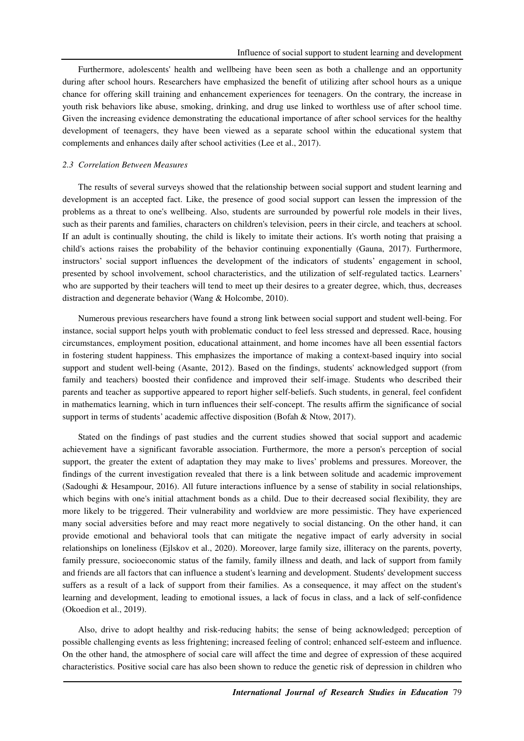Furthermore, adolescents' health and wellbeing have been seen as both a challenge and an opportunity during after school hours. Researchers have emphasized the benefit of utilizing after school hours as a unique chance for offering skill training and enhancement experiences for teenagers. On the contrary, the increase in youth risk behaviors like abuse, smoking, drinking, and drug use linked to worthless use of after school time. Given the increasing evidence demonstrating the educational importance of after school services for the healthy development of teenagers, they have been viewed as a separate school within the educational system that complements and enhances daily after school activities (Lee et al., 2017).

### *2.3 Correlation Between Measures*

The results of several surveys showed that the relationship between social support and student learning and development is an accepted fact. Like, the presence of good social support can lessen the impression of the problems as a threat to one's wellbeing. Also, students are surrounded by powerful role models in their lives, such as their parents and families, characters on children's television, peers in their circle, and teachers at school. If an adult is continually shouting, the child is likely to imitate their actions. It's worth noting that praising a child's actions raises the probability of the behavior continuing exponentially (Gauna, 2017). Furthermore, instructors' social support influences the development of the indicators of students' engagement in school, presented by school involvement, school characteristics, and the utilization of self-regulated tactics. Learners' who are supported by their teachers will tend to meet up their desires to a greater degree, which, thus, decreases distraction and degenerate behavior (Wang & Holcombe, 2010).

Numerous previous researchers have found a strong link between social support and student well-being. For instance, social support helps youth with problematic conduct to feel less stressed and depressed. Race, housing circumstances, employment position, educational attainment, and home incomes have all been essential factors in fostering student happiness. This emphasizes the importance of making a context-based inquiry into social support and student well-being (Asante, 2012). Based on the findings, students' acknowledged support (from family and teachers) boosted their confidence and improved their self-image. Students who described their parents and teacher as supportive appeared to report higher self-beliefs. Such students, in general, feel confident in mathematics learning, which in turn influences their self-concept. The results affirm the significance of social support in terms of students' academic affective disposition (Bofah & Ntow, 2017).

Stated on the findings of past studies and the current studies showed that social support and academic achievement have a significant favorable association. Furthermore, the more a person's perception of social support, the greater the extent of adaptation they may make to lives' problems and pressures. Moreover, the findings of the current investigation revealed that there is a link between solitude and academic improvement (Sadoughi & Hesampour, 2016). All future interactions influence by a sense of stability in social relationships, which begins with one's initial attachment bonds as a child. Due to their decreased social flexibility, they are more likely to be triggered. Their vulnerability and worldview are more pessimistic. They have experienced many social adversities before and may react more negatively to social distancing. On the other hand, it can provide emotional and behavioral tools that can mitigate the negative impact of early adversity in social relationships on loneliness (Ejlskov et al., 2020). Moreover, large family size, illiteracy on the parents, poverty, family pressure, socioeconomic status of the family, family illness and death, and lack of support from family and friends are all factors that can influence a student's learning and development. Students' development success suffers as a result of a lack of support from their families. As a consequence, it may affect on the student's learning and development, leading to emotional issues, a lack of focus in class, and a lack of self-confidence (Okoedion et al., 2019).

Also, drive to adopt healthy and risk-reducing habits; the sense of being acknowledged; perception of possible challenging events as less frightening; increased feeling of control; enhanced self-esteem and influence. On the other hand, the atmosphere of social care will affect the time and degree of expression of these acquired characteristics. Positive social care has also been shown to reduce the genetic risk of depression in children who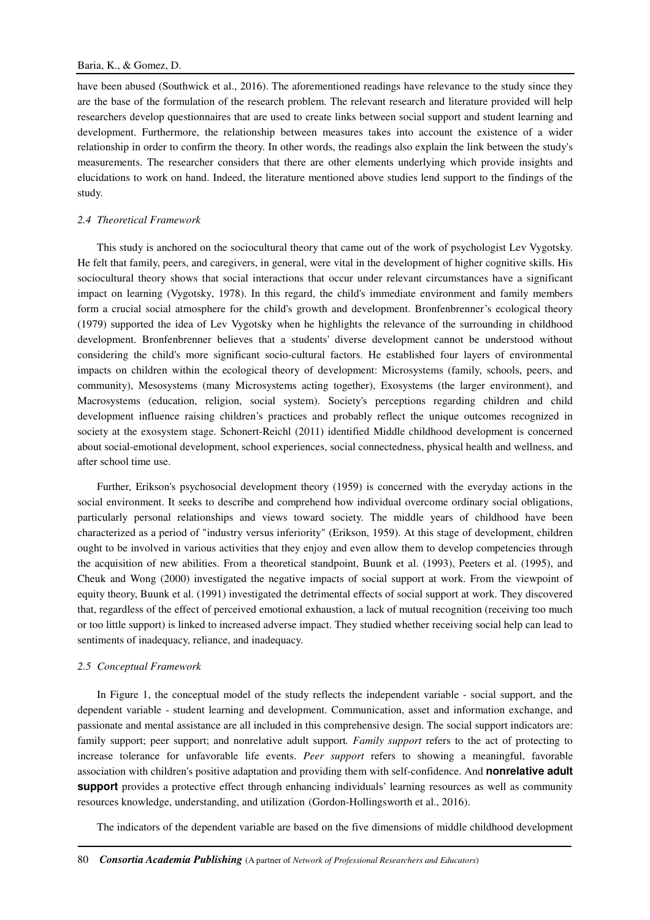have been abused (Southwick et al., 2016). The aforementioned readings have relevance to the study since they are the base of the formulation of the research problem. The relevant research and literature provided will help researchers develop questionnaires that are used to create links between social support and student learning and development. Furthermore, the relationship between measures takes into account the existence of a wider relationship in order to confirm the theory. In other words, the readings also explain the link between the study's measurements. The researcher considers that there are other elements underlying which provide insights and elucidations to work on hand. Indeed, the literature mentioned above studies lend support to the findings of the study.

### *2.4 Theoretical Framework*

This study is anchored on the sociocultural theory that came out of the work of psychologist Lev Vygotsky. He felt that family, peers, and caregivers, in general, were vital in the development of higher cognitive skills. His sociocultural theory shows that social interactions that occur under relevant circumstances have a significant impact on learning (Vygotsky, 1978). In this regard, the child's immediate environment and family members form a crucial social atmosphere for the child's growth and development. Bronfenbrenner's ecological theory (1979) supported the idea of Lev Vygotsky when he highlights the relevance of the surrounding in childhood development. Bronfenbrenner believes that a students' diverse development cannot be understood without considering the child's more significant socio-cultural factors. He established four layers of environmental impacts on children within the ecological theory of development: Microsystems (family, schools, peers, and community), Mesosystems (many Microsystems acting together), Exosystems (the larger environment), and Macrosystems (education, religion, social system). Society's perceptions regarding children and child development influence raising children's practices and probably reflect the unique outcomes recognized in society at the exosystem stage. Schonert-Reichl (2011) identified Middle childhood development is concerned about social-emotional development, school experiences, social connectedness, physical health and wellness, and after school time use.

Further, Erikson's psychosocial development theory (1959) is concerned with the everyday actions in the social environment. It seeks to describe and comprehend how individual overcome ordinary social obligations, particularly personal relationships and views toward society. The middle years of childhood have been characterized as a period of "industry versus inferiority" (Erikson, 1959). At this stage of development, children ought to be involved in various activities that they enjoy and even allow them to develop competencies through the acquisition of new abilities. From a theoretical standpoint, Buunk et al. (1993), Peeters et al. (1995), and Cheuk and Wong (2000) investigated the negative impacts of social support at work. From the viewpoint of equity theory, Buunk et al. (1991) investigated the detrimental effects of social support at work. They discovered that, regardless of the effect of perceived emotional exhaustion, a lack of mutual recognition (receiving too much or too little support) is linked to increased adverse impact. They studied whether receiving social help can lead to sentiments of inadequacy, reliance, and inadequacy.

### *2.5 Conceptual Framework*

In Figure 1, the conceptual model of the study reflects the independent variable - social support, and the dependent variable - student learning and development. Communication, asset and information exchange, and passionate and mental assistance are all included in this comprehensive design. The social support indicators are: family support; peer support; and nonrelative adult support*. Family support* refers to the act of protecting to increase tolerance for unfavorable life events. *Peer support* refers to showing a meaningful, favorable association with children's positive adaptation and providing them with self-confidence. And **nonrelative adult support** provides a protective effect through enhancing individuals' learning resources as well as community resources knowledge, understanding, and utilization (Gordon-Hollingsworth et al., 2016).

The indicators of the dependent variable are based on the five dimensions of middle childhood development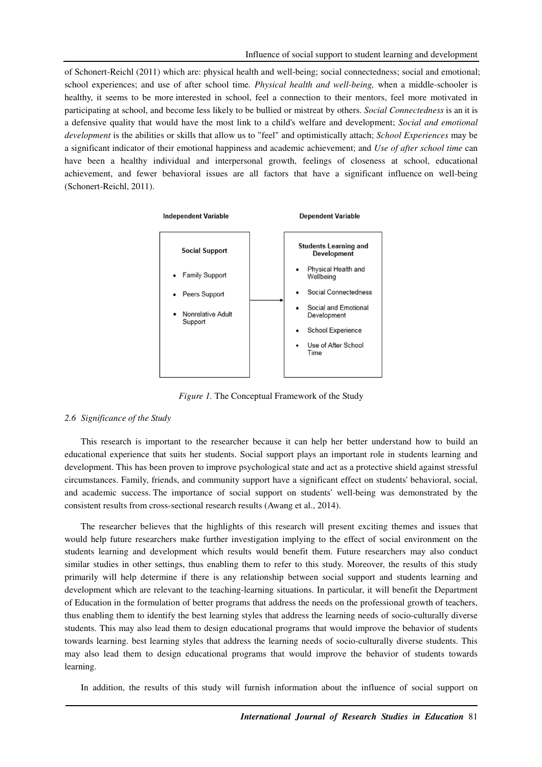of Schonert-Reichl (2011) which are: physical health and well-being; social connectedness; social and emotional; school experiences; and use of after school time. *Physical health and well-being,* when a middle-schooler is healthy, it seems to be more interested in school, feel a connection to their mentors, feel more motivated in participating at school, and become less likely to be bullied or mistreat by others. *Social Connectedness* is an it is a defensive quality that would have the most link to a child's welfare and development; *Social and emotional development* is the abilities or skills that allow us to "feel" and optimistically attach; *School Experiences* may be a significant indicator of their emotional happiness and academic achievement; and *Use of after school time* can have been a healthy individual and interpersonal growth, feelings of closeness at school, educational achievement, and fewer behavioral issues are all factors that have a significant influence on well-being (Schonert-Reichl, 2011).

| Independent Variable | | Dependent Variable |
|---|---|---|
| **Social Support**<br>• Family Support<br>• Peers Support<br>• Nonrelative Adult Support | → | **Students Learning and Development**<br>• Physical Health and Wellbeing<br>• Social Connectedness<br>• Social and Emotional Development<br>• School Experience<br>• Use of After School Time |

*Figure 1.* The Conceptual Framework of the Study

### *2.6 Significance of the Study*

This research is important to the researcher because it can help her better understand how to build an educational experience that suits her students. Social support plays an important role in students learning and development. This has been proven to improve psychological state and act as a protective shield against stressful circumstances. Family, friends, and community support have a significant effect on students' behavioral, social, and academic success. The importance of social support on students' well-being was demonstrated by the consistent results from cross-sectional research results (Awang et al., 2014).

The researcher believes that the highlights of this research will present exciting themes and issues that would help future researchers make further investigation implying to the effect of social environment on the students learning and development which results would benefit them. Future researchers may also conduct similar studies in other settings, thus enabling them to refer to this study. Moreover, the results of this study primarily will help determine if there is any relationship between social support and students learning and development which are relevant to the teaching-learning situations. In particular, it will benefit the Department of Education in the formulation of better programs that address the needs on the professional growth of teachers, thus enabling them to identify the best learning styles that address the learning needs of socio-culturally diverse students. This may also lead them to design educational programs that would improve the behavior of students towards learning. best learning styles that address the learning needs of socio-culturally diverse students. This may also lead them to design educational programs that would improve the behavior of students towards learning.

In addition, the results of this study will furnish information about the influence of social support on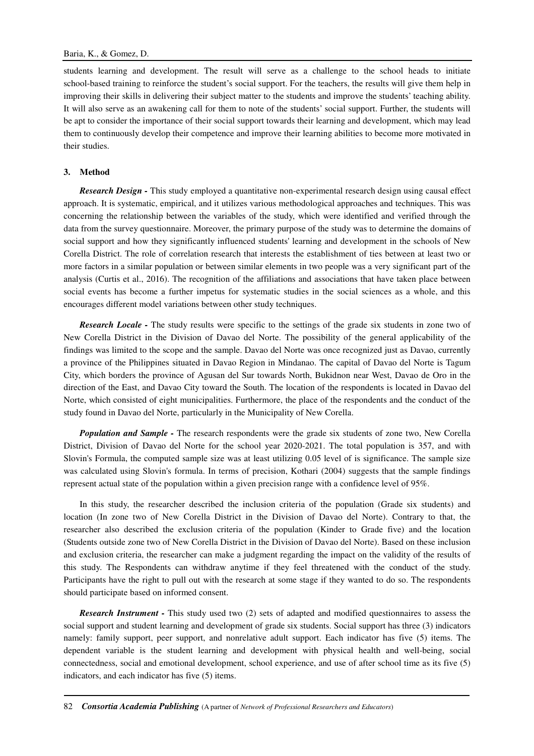students learning and development. The result will serve as a challenge to the school heads to initiate school-based training to reinforce the student's social support. For the teachers, the results will give them help in improving their skills in delivering their subject matter to the students and improve the students' teaching ability. It will also serve as an awakening call for them to note of the students' social support. Further, the students will be apt to consider the importance of their social support towards their learning and development, which may lead them to continuously develop their competence and improve their learning abilities to become more motivated in their studies.

## 3. Method

***Research Design -*** This study employed a quantitative non-experimental research design using causal effect approach. It is systematic, empirical, and it utilizes various methodological approaches and techniques. This was concerning the relationship between the variables of the study, which were identified and verified through the data from the survey questionnaire. Moreover, the primary purpose of the study was to determine the domains of social support and how they significantly influenced students' learning and development in the schools of New Corella District. The role of correlation research that interests the establishment of ties between at least two or more factors in a similar population or between similar elements in two people was a very significant part of the analysis (Curtis et al., 2016). The recognition of the affiliations and associations that have taken place between social events has become a further impetus for systematic studies in the social sciences as a whole, and this encourages different model variations between other study techniques.

***Research Locale -*** The study results were specific to the settings of the grade six students in zone two of New Corella District in the Division of Davao del Norte. The possibility of the general applicability of the findings was limited to the scope and the sample. Davao del Norte was once recognized just as Davao, currently a province of the Philippines situated in Davao Region in Mindanao. The capital of Davao del Norte is Tagum City, which borders the province of Agusan del Sur towards North, Bukidnon near West, Davao de Oro in the direction of the East, and Davao City toward the South. The location of the respondents is located in Davao del Norte, which consisted of eight municipalities. Furthermore, the place of the respondents and the conduct of the study found in Davao del Norte, particularly in the Municipality of New Corella.

***Population and Sample -*** The research respondents were the grade six students of zone two, New Corella District, Division of Davao del Norte for the school year 2020-2021. The total population is 357, and with Slovin's Formula, the computed sample size was at least utilizing 0.05 level of is significance. The sample size was calculated using Slovin's formula. In terms of precision, Kothari (2004) suggests that the sample findings represent actual state of the population within a given precision range with a confidence level of 95%.

In this study, the researcher described the inclusion criteria of the population (Grade six students) and location (In zone two of New Corella District in the Division of Davao del Norte). Contrary to that, the researcher also described the exclusion criteria of the population (Kinder to Grade five) and the location (Students outside zone two of New Corella District in the Division of Davao del Norte). Based on these inclusion and exclusion criteria, the researcher can make a judgment regarding the impact on the validity of the results of this study. The Respondents can withdraw anytime if they feel threatened with the conduct of the study. Participants have the right to pull out with the research at some stage if they wanted to do so. The respondents should participate based on informed consent.

***Research Instrument -*** This study used two (2) sets of adapted and modified questionnaires to assess the social support and student learning and development of grade six students. Social support has three (3) indicators namely: family support, peer support, and nonrelative adult support. Each indicator has five (5) items. The dependent variable is the student learning and development with physical health and well-being, social connectedness, social and emotional development, school experience, and use of after school time as its five (5) indicators, and each indicator has five (5) items.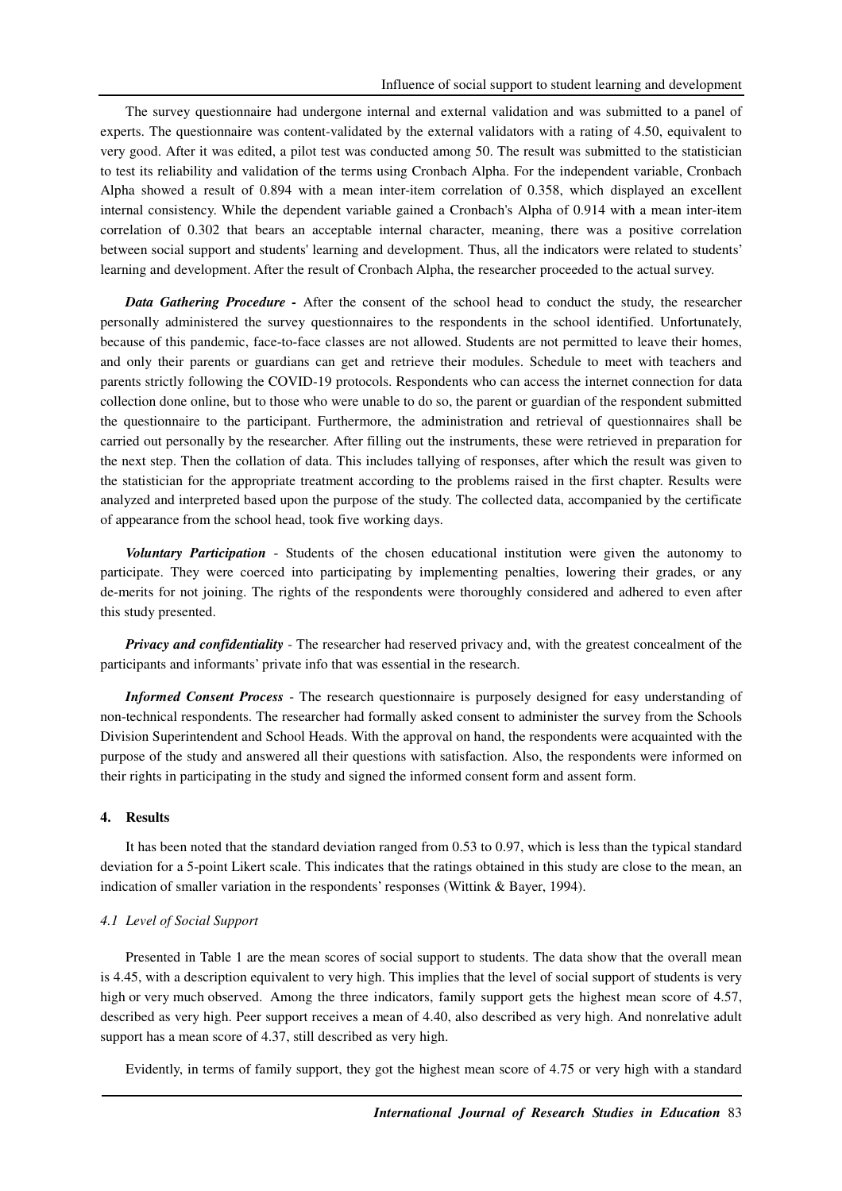The survey questionnaire had undergone internal and external validation and was submitted to a panel of experts. The questionnaire was content-validated by the external validators with a rating of 4.50, equivalent to very good. After it was edited, a pilot test was conducted among 50. The result was submitted to the statistician to test its reliability and validation of the terms using Cronbach Alpha. For the independent variable, Cronbach Alpha showed a result of 0.894 with a mean inter-item correlation of 0.358, which displayed an excellent internal consistency. While the dependent variable gained a Cronbach's Alpha of 0.914 with a mean inter-item correlation of 0.302 that bears an acceptable internal character, meaning, there was a positive correlation between social support and students' learning and development. Thus, all the indicators were related to students' learning and development. After the result of Cronbach Alpha, the researcher proceeded to the actual survey.

***Data Gathering Procedure -*** After the consent of the school head to conduct the study, the researcher personally administered the survey questionnaires to the respondents in the school identified. Unfortunately, because of this pandemic, face-to-face classes are not allowed. Students are not permitted to leave their homes, and only their parents or guardians can get and retrieve their modules. Schedule to meet with teachers and parents strictly following the COVID-19 protocols. Respondents who can access the internet connection for data collection done online, but to those who were unable to do so, the parent or guardian of the respondent submitted the questionnaire to the participant. Furthermore, the administration and retrieval of questionnaires shall be carried out personally by the researcher. After filling out the instruments, these were retrieved in preparation for the next step. Then the collation of data. This includes tallying of responses, after which the result was given to the statistician for the appropriate treatment according to the problems raised in the first chapter. Results were analyzed and interpreted based upon the purpose of the study. The collected data, accompanied by the certificate of appearance from the school head, took five working days.

***Voluntary Participation*** - Students of the chosen educational institution were given the autonomy to participate. They were coerced into participating by implementing penalties, lowering their grades, or any de-merits for not joining. The rights of the respondents were thoroughly considered and adhered to even after this study presented.

***Privacy and confidentiality*** - The researcher had reserved privacy and, with the greatest concealment of the participants and informants' private info that was essential in the research.

***Informed Consent Process*** - The research questionnaire is purposely designed for easy understanding of non-technical respondents. The researcher had formally asked consent to administer the survey from the Schools Division Superintendent and School Heads. With the approval on hand, the respondents were acquainted with the purpose of the study and answered all their questions with satisfaction. Also, the respondents were informed on their rights in participating in the study and signed the informed consent form and assent form.

## 4. Results

It has been noted that the standard deviation ranged from 0.53 to 0.97, which is less than the typical standard deviation for a 5-point Likert scale. This indicates that the ratings obtained in this study are close to the mean, an indication of smaller variation in the respondents' responses (Wittink & Bayer, 1994).

### *4.1 Level of Social Support*

Presented in Table 1 are the mean scores of social support to students. The data show that the overall mean is 4.45, with a description equivalent to very high. This implies that the level of social support of students is very high or very much observed. Among the three indicators, family support gets the highest mean score of 4.57, described as very high. Peer support receives a mean of 4.40, also described as very high. And nonrelative adult support has a mean score of 4.37, still described as very high.

Evidently, in terms of family support, they got the highest mean score of 4.75 or very high with a standard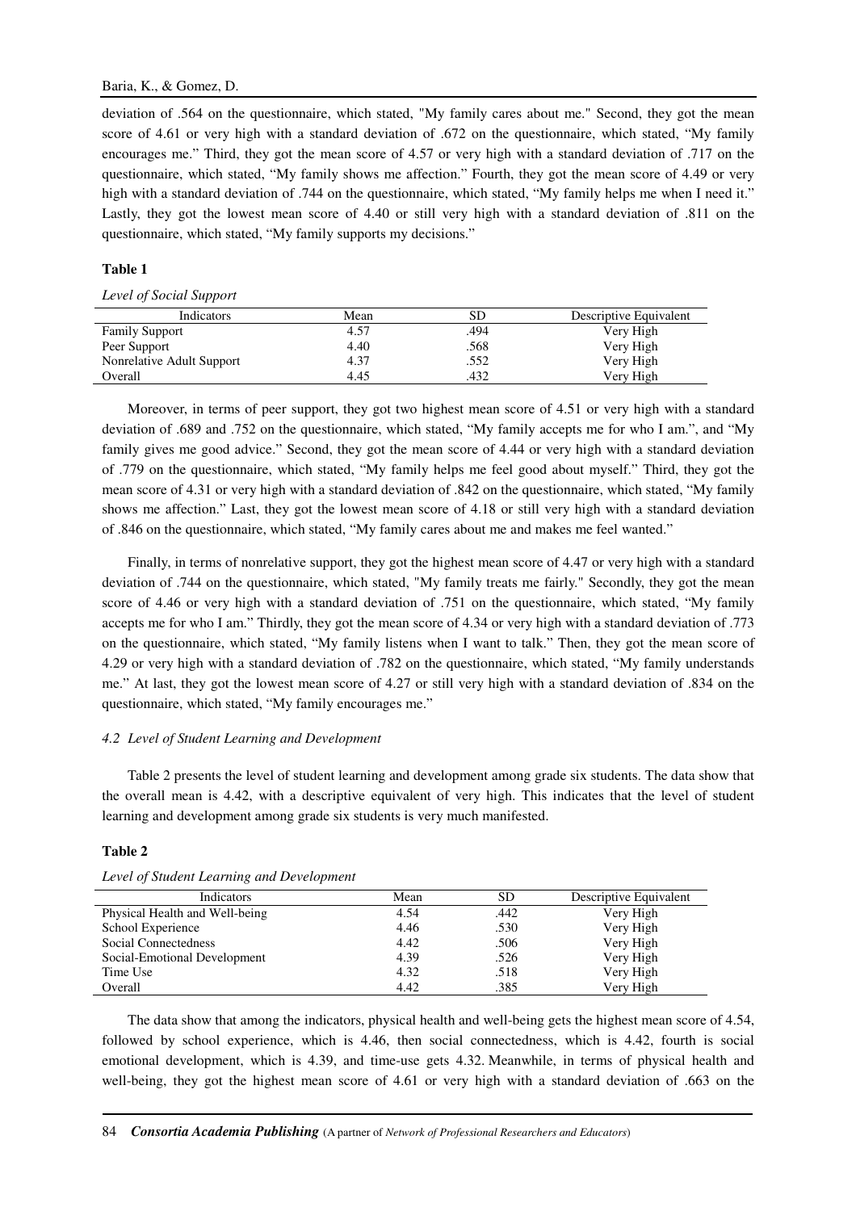deviation of .564 on the questionnaire, which stated, "My family cares about me." Second, they got the mean score of 4.61 or very high with a standard deviation of .672 on the questionnaire, which stated, "My family encourages me." Third, they got the mean score of 4.57 or very high with a standard deviation of .717 on the questionnaire, which stated, "My family shows me affection." Fourth, they got the mean score of 4.49 or very high with a standard deviation of .744 on the questionnaire, which stated, "My family helps me when I need it." Lastly, they got the lowest mean score of 4.40 or still very high with a standard deviation of .811 on the questionnaire, which stated, "My family supports my decisions."

**Table 1**

*Level of Social Support*

| Indicators | Mean | SD | Descriptive Equivalent |
|---|---|---|---|
| Family Support | 4.57 | .494 | Very High |
| Peer Support | 4.40 | .568 | Very High |
| Nonrelative Adult Support | 4.37 | .552 | Very High |
| Overall | 4.45 | .432 | Very High |

Moreover, in terms of peer support, they got two highest mean score of 4.51 or very high with a standard deviation of .689 and .752 on the questionnaire, which stated, "My family accepts me for who I am.", and "My family gives me good advice." Second, they got the mean score of 4.44 or very high with a standard deviation of .779 on the questionnaire, which stated, "My family helps me feel good about myself." Third, they got the mean score of 4.31 or very high with a standard deviation of .842 on the questionnaire, which stated, "My family shows me affection." Last, they got the lowest mean score of 4.18 or still very high with a standard deviation of .846 on the questionnaire, which stated, "My family cares about me and makes me feel wanted."

Finally, in terms of nonrelative support, they got the highest mean score of 4.47 or very high with a standard deviation of .744 on the questionnaire, which stated, "My family treats me fairly." Secondly, they got the mean score of 4.46 or very high with a standard deviation of .751 on the questionnaire, which stated, "My family accepts me for who I am." Thirdly, they got the mean score of 4.34 or very high with a standard deviation of .773 on the questionnaire, which stated, "My family listens when I want to talk." Then, they got the mean score of 4.29 or very high with a standard deviation of .782 on the questionnaire, which stated, "My family understands me." At last, they got the lowest mean score of 4.27 or still very high with a standard deviation of .834 on the questionnaire, which stated, "My family encourages me."

### *4.2 Level of Student Learning and Development*

Table 2 presents the level of student learning and development among grade six students. The data show that the overall mean is 4.42, with a descriptive equivalent of very high. This indicates that the level of student learning and development among grade six students is very much manifested.

**Table 2**

*Level of Student Learning and Development*

| Indicators | Mean | SD | Descriptive Equivalent |
|---|---|---|---|
| Physical Health and Well-being | 4.54 | .442 | Very High |
| School Experience | 4.46 | .530 | Very High |
| Social Connectedness | 4.42 | .506 | Very High |
| Social-Emotional Development | 4.39 | .526 | Very High |
| Time Use | 4.32 | .518 | Very High |
| Overall | 4.42 | .385 | Very High |

The data show that among the indicators, physical health and well-being gets the highest mean score of 4.54, followed by school experience, which is 4.46, then social connectedness, which is 4.42, fourth is social emotional development, which is 4.39, and time-use gets 4.32. Meanwhile, in terms of physical health and well-being, they got the highest mean score of 4.61 or very high with a standard deviation of .663 on the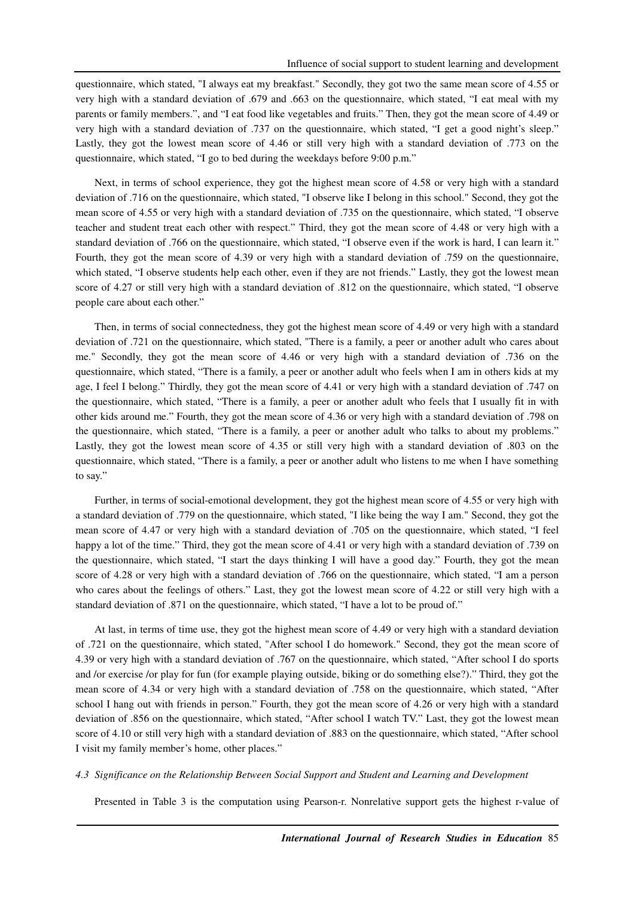questionnaire, which stated, "I always eat my breakfast." Secondly, they got two the same mean score of 4.55 or very high with a standard deviation of .679 and .663 on the questionnaire, which stated, "I eat meal with my parents or family members.", and "I eat food like vegetables and fruits." Then, they got the mean score of 4.49 or very high with a standard deviation of .737 on the questionnaire, which stated, "I get a good night's sleep." Lastly, they got the lowest mean score of 4.46 or still very high with a standard deviation of .773 on the questionnaire, which stated, "I go to bed during the weekdays before 9:00 p.m."

Next, in terms of school experience, they got the highest mean score of 4.58 or very high with a standard deviation of .716 on the questionnaire, which stated, "I observe like I belong in this school." Second, they got the mean score of 4.55 or very high with a standard deviation of .735 on the questionnaire, which stated, "I observe teacher and student treat each other with respect." Third, they got the mean score of 4.48 or very high with a standard deviation of .766 on the questionnaire, which stated, "I observe even if the work is hard, I can learn it." Fourth, they got the mean score of 4.39 or very high with a standard deviation of .759 on the questionnaire, which stated, "I observe students help each other, even if they are not friends." Lastly, they got the lowest mean score of 4.27 or still very high with a standard deviation of .812 on the questionnaire, which stated, "I observe people care about each other."

Then, in terms of social connectedness, they got the highest mean score of 4.49 or very high with a standard deviation of .721 on the questionnaire, which stated, "There is a family, a peer or another adult who cares about me." Secondly, they got the mean score of 4.46 or very high with a standard deviation of .736 on the questionnaire, which stated, "There is a family, a peer or another adult who feels when I am in others kids at my age, I feel I belong." Thirdly, they got the mean score of 4.41 or very high with a standard deviation of .747 on the questionnaire, which stated, "There is a family, a peer or another adult who feels that I usually fit in with other kids around me." Fourth, they got the mean score of 4.36 or very high with a standard deviation of .798 on the questionnaire, which stated, "There is a family, a peer or another adult who talks to about my problems." Lastly, they got the lowest mean score of 4.35 or still very high with a standard deviation of .803 on the questionnaire, which stated, "There is a family, a peer or another adult who listens to me when I have something to say."

Further, in terms of social-emotional development, they got the highest mean score of 4.55 or very high with a standard deviation of .779 on the questionnaire, which stated, "I like being the way I am." Second, they got the mean score of 4.47 or very high with a standard deviation of .705 on the questionnaire, which stated, "I feel happy a lot of the time." Third, they got the mean score of 4.41 or very high with a standard deviation of .739 on the questionnaire, which stated, "I start the days thinking I will have a good day." Fourth, they got the mean score of 4.28 or very high with a standard deviation of .766 on the questionnaire, which stated, "I am a person who cares about the feelings of others." Last, they got the lowest mean score of 4.22 or still very high with a standard deviation of .871 on the questionnaire, which stated, "I have a lot to be proud of."

At last, in terms of time use, they got the highest mean score of 4.49 or very high with a standard deviation of .721 on the questionnaire, which stated, "After school I do homework." Second, they got the mean score of 4.39 or very high with a standard deviation of .767 on the questionnaire, which stated, "After school I do sports and /or exercise /or play for fun (for example playing outside, biking or do something else?)." Third, they got the mean score of 4.34 or very high with a standard deviation of .758 on the questionnaire, which stated, "After school I hang out with friends in person." Fourth, they got the mean score of 4.26 or very high with a standard deviation of .856 on the questionnaire, which stated, "After school I watch TV." Last, they got the lowest mean score of 4.10 or still very high with a standard deviation of .883 on the questionnaire, which stated, "After school I visit my family member's home, other places."

### *4.3 Significance on the Relationship Between Social Support and Student and Learning and Development*

Presented in Table 3 is the computation using Pearson-r. Nonrelative support gets the highest r-value of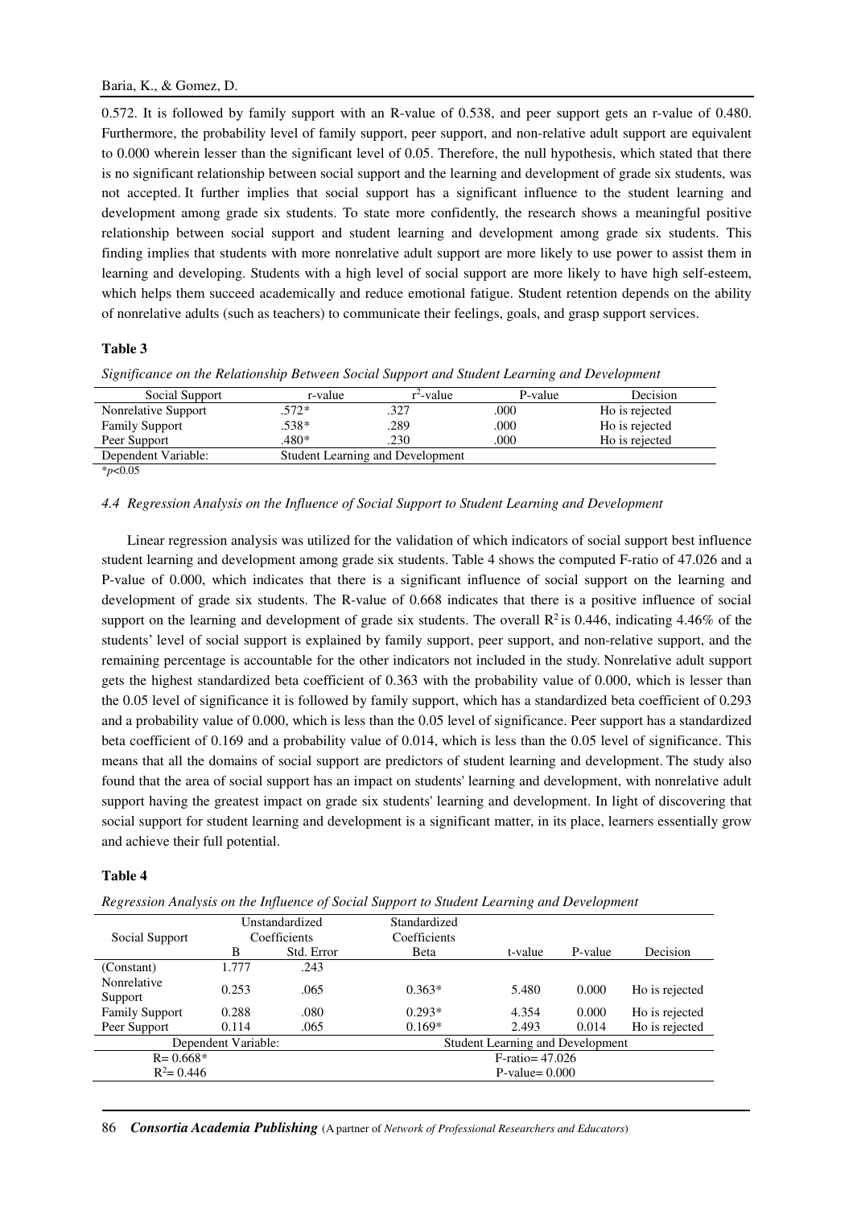0.572. It is followed by family support with an R-value of 0.538, and peer support gets an r-value of 0.480. Furthermore, the probability level of family support, peer support, and non-relative adult support are equivalent to 0.000 wherein lesser than the significant level of 0.05. Therefore, the null hypothesis, which stated that there is no significant relationship between social support and the learning and development of grade six students, was not accepted. It further implies that social support has a significant influence to the student learning and development among grade six students. To state more confidently, the research shows a meaningful positive relationship between social support and student learning and development among grade six students. This finding implies that students with more nonrelative adult support are more likely to use power to assist them in learning and developing. Students with a high level of social support are more likely to have high self-esteem, which helps them succeed academically and reduce emotional fatigue. Student retention depends on the ability of nonrelative adults (such as teachers) to communicate their feelings, goals, and grasp support services.

**Table 3**

*Significance on the Relationship Between Social Support and Student Learning and Development*

| Social Support | r-value | $r^2$-value | P-value | Decision |
|---|---|---|---|---|
| Nonrelative Support | .572* | .327 | .000 | Ho is rejected |
| Family Support | .538* | .289 | .000 | Ho is rejected |
| Peer Support | .480* | .230 | .000 | Ho is rejected |
| Dependent Variable: | Student Learning and Development | | | |

*$p$<0.05

*4.4 Regression Analysis on the Influence of Social Support to Student Learning and Development*

Linear regression analysis was utilized for the validation of which indicators of social support best influence student learning and development among grade six students. Table 4 shows the computed F-ratio of 47.026 and a P-value of 0.000, which indicates that there is a significant influence of social support on the learning and development of grade six students. The R-value of 0.668 indicates that there is a positive influence of social support on the learning and development of grade six students. The overall $R^2$ is 0.446, indicating 4.46% of the students' level of social support is explained by family support, peer support, and non-relative support, and the remaining percentage is accountable for the other indicators not included in the study. Nonrelative adult support gets the highest standardized beta coefficient of 0.363 with the probability value of 0.000, which is lesser than the 0.05 level of significance it is followed by family support, which has a standardized beta coefficient of 0.293 and a probability value of 0.000, which is less than the 0.05 level of significance. Peer support has a standardized beta coefficient of 0.169 and a probability value of 0.014, which is less than the 0.05 level of significance. This means that all the domains of social support are predictors of student learning and development. The study also found that the area of social support has an impact on students' learning and development, with nonrelative adult support having the greatest impact on grade six students' learning and development. In light of discovering that social support for student learning and development is a significant matter, in its place, learners essentially grow and achieve their full potential.

**Table 4**

*Regression Analysis on the Influence of Social Support to Student Learning and Development*

| Social Support | Unstandardized Coefficients | | Standardized Coefficients | | | |
|---|---|---|---|---|---|---|
| | B | Std. Error | Beta | t-value | P-value | Decision |
| (Constant) | 1.777 | .243 | | | | |
| Nonrelative Support | 0.253 | .065 | 0.363* | 5.480 | 0.000 | Ho is rejected |
| Family Support | 0.288 | .080 | 0.293* | 4.354 | 0.000 | Ho is rejected |
| Peer Support | 0.114 | .065 | 0.169* | 2.493 | 0.014 | Ho is rejected |
| Dependent Variable: | | | Student Learning and Development | | | |
| R= 0.668* | | | F-ratio= 47.026 | | | |
| $R^2$= 0.446 | | | P-value= 0.000 | | | |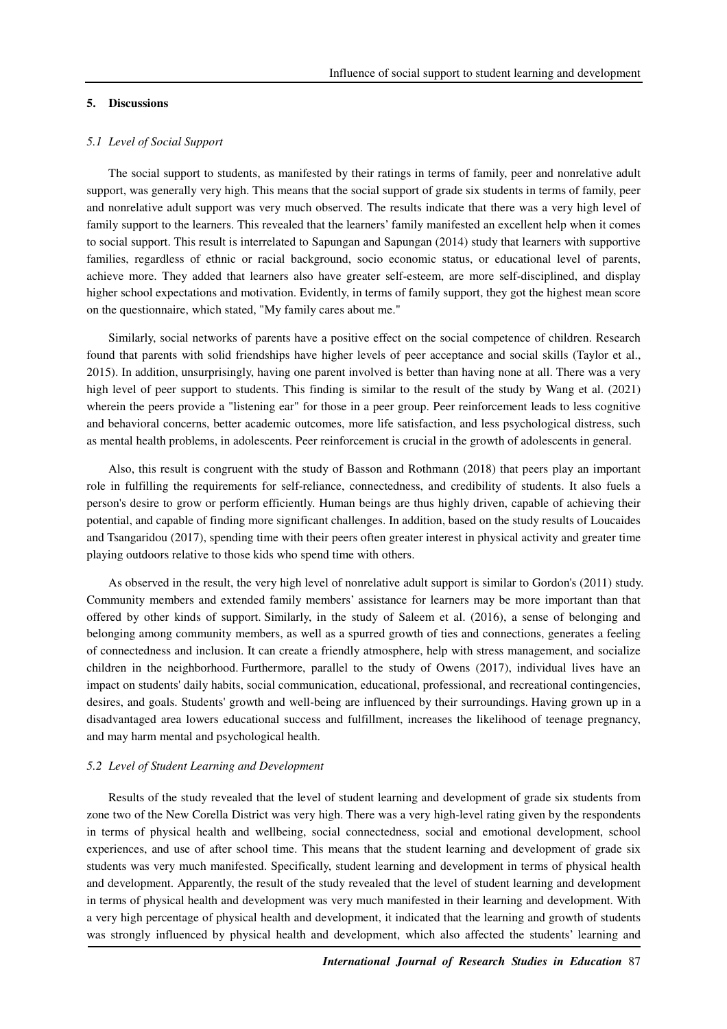## 5. Discussions

### *5.1 Level of Social Support*

The social support to students, as manifested by their ratings in terms of family, peer and nonrelative adult support, was generally very high. This means that the social support of grade six students in terms of family, peer and nonrelative adult support was very much observed. The results indicate that there was a very high level of family support to the learners. This revealed that the learners' family manifested an excellent help when it comes to social support. This result is interrelated to Sapungan and Sapungan (2014) study that learners with supportive families, regardless of ethnic or racial background, socio economic status, or educational level of parents, achieve more. They added that learners also have greater self-esteem, are more self-disciplined, and display higher school expectations and motivation. Evidently, in terms of family support, they got the highest mean score on the questionnaire, which stated, "My family cares about me."

Similarly, social networks of parents have a positive effect on the social competence of children. Research found that parents with solid friendships have higher levels of peer acceptance and social skills (Taylor et al., 2015). In addition, unsurprisingly, having one parent involved is better than having none at all. There was a very high level of peer support to students. This finding is similar to the result of the study by Wang et al. (2021) wherein the peers provide a "listening ear" for those in a peer group. Peer reinforcement leads to less cognitive and behavioral concerns, better academic outcomes, more life satisfaction, and less psychological distress, such as mental health problems, in adolescents. Peer reinforcement is crucial in the growth of adolescents in general.

Also, this result is congruent with the study of Basson and Rothmann (2018) that peers play an important role in fulfilling the requirements for self-reliance, connectedness, and credibility of students. It also fuels a person's desire to grow or perform efficiently. Human beings are thus highly driven, capable of achieving their potential, and capable of finding more significant challenges. In addition, based on the study results of Loucaides and Tsangaridou (2017), spending time with their peers often greater interest in physical activity and greater time playing outdoors relative to those kids who spend time with others.

As observed in the result, the very high level of nonrelative adult support is similar to Gordon's (2011) study. Community members and extended family members' assistance for learners may be more important than that offered by other kinds of support. Similarly, in the study of Saleem et al. (2016), a sense of belonging and belonging among community members, as well as a spurred growth of ties and connections, generates a feeling of connectedness and inclusion. It can create a friendly atmosphere, help with stress management, and socialize children in the neighborhood. Furthermore, parallel to the study of Owens (2017), individual lives have an impact on students' daily habits, social communication, educational, professional, and recreational contingencies, desires, and goals. Students' growth and well-being are influenced by their surroundings. Having grown up in a disadvantaged area lowers educational success and fulfillment, increases the likelihood of teenage pregnancy, and may harm mental and psychological health.

### *5.2 Level of Student Learning and Development*

Results of the study revealed that the level of student learning and development of grade six students from zone two of the New Corella District was very high. There was a very high-level rating given by the respondents in terms of physical health and wellbeing, social connectedness, social and emotional development, school experiences, and use of after school time. This means that the student learning and development of grade six students was very much manifested. Specifically, student learning and development in terms of physical health and development. Apparently, the result of the study revealed that the level of student learning and development in terms of physical health and development was very much manifested in their learning and development. With a very high percentage of physical health and development, it indicated that the learning and growth of students was strongly influenced by physical health and development, which also affected the students' learning and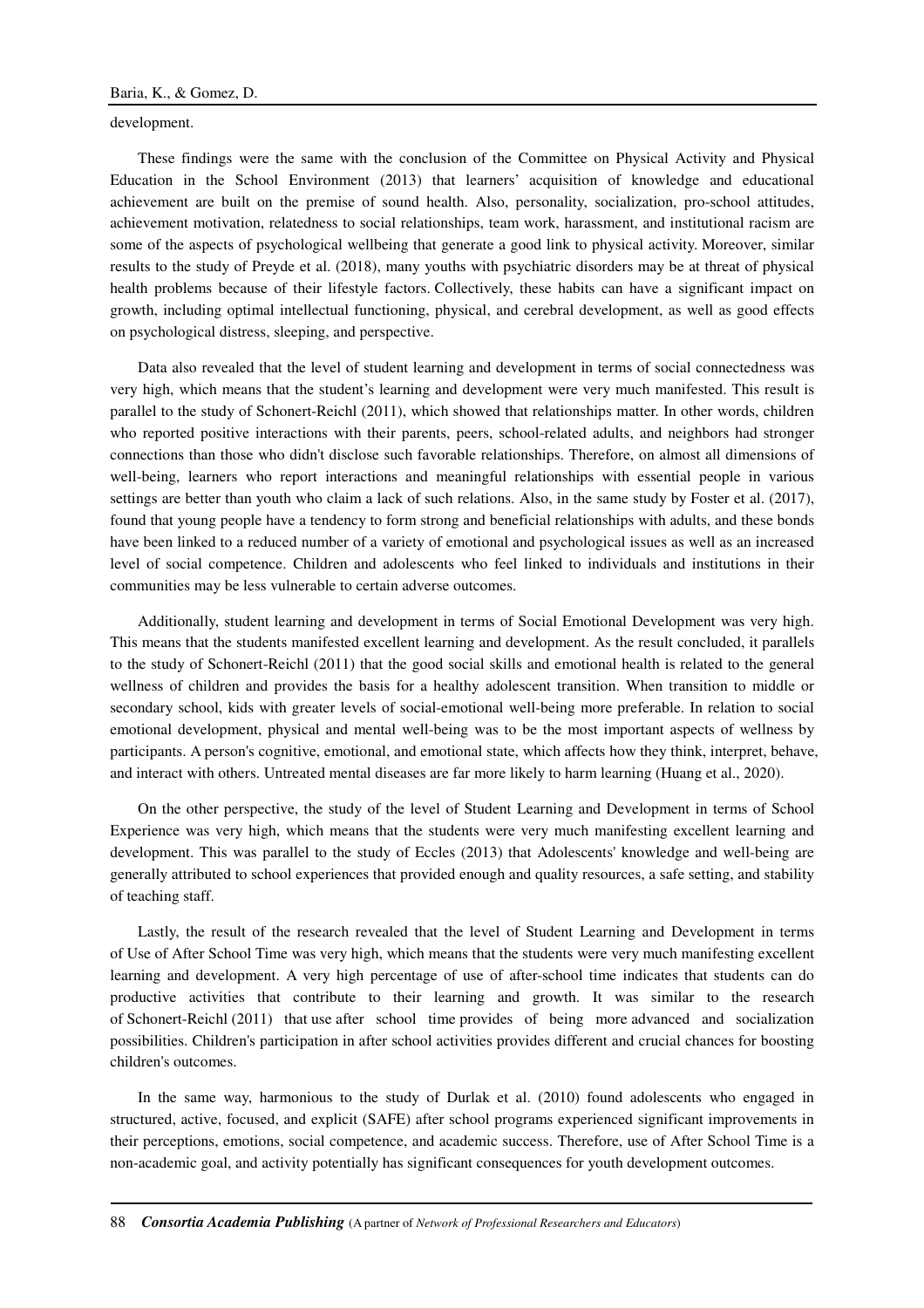development.

These findings were the same with the conclusion of the Committee on Physical Activity and Physical Education in the School Environment (2013) that learners' acquisition of knowledge and educational achievement are built on the premise of sound health. Also, personality, socialization, pro-school attitudes, achievement motivation, relatedness to social relationships, team work, harassment, and institutional racism are some of the aspects of psychological wellbeing that generate a good link to physical activity. Moreover, similar results to the study of Preyde et al. (2018), many youths with psychiatric disorders may be at threat of physical health problems because of their lifestyle factors. Collectively, these habits can have a significant impact on growth, including optimal intellectual functioning, physical, and cerebral development, as well as good effects on psychological distress, sleeping, and perspective.

Data also revealed that the level of student learning and development in terms of social connectedness was very high, which means that the student's learning and development were very much manifested. This result is parallel to the study of Schonert-Reichl (2011), which showed that relationships matter. In other words, children who reported positive interactions with their parents, peers, school-related adults, and neighbors had stronger connections than those who didn't disclose such favorable relationships. Therefore, on almost all dimensions of well-being, learners who report interactions and meaningful relationships with essential people in various settings are better than youth who claim a lack of such relations. Also, in the same study by Foster et al. (2017), found that young people have a tendency to form strong and beneficial relationships with adults, and these bonds have been linked to a reduced number of a variety of emotional and psychological issues as well as an increased level of social competence. Children and adolescents who feel linked to individuals and institutions in their communities may be less vulnerable to certain adverse outcomes.

Additionally, student learning and development in terms of Social Emotional Development was very high. This means that the students manifested excellent learning and development. As the result concluded, it parallels to the study of Schonert-Reichl (2011) that the good social skills and emotional health is related to the general wellness of children and provides the basis for a healthy adolescent transition. When transition to middle or secondary school, kids with greater levels of social-emotional well-being more preferable. In relation to social emotional development, physical and mental well-being was to be the most important aspects of wellness by participants. A person's cognitive, emotional, and emotional state, which affects how they think, interpret, behave, and interact with others. Untreated mental diseases are far more likely to harm learning (Huang et al., 2020).

On the other perspective, the study of the level of Student Learning and Development in terms of School Experience was very high, which means that the students were very much manifesting excellent learning and development. This was parallel to the study of Eccles (2013) that Adolescents' knowledge and well-being are generally attributed to school experiences that provided enough and quality resources, a safe setting, and stability of teaching staff.

Lastly, the result of the research revealed that the level of Student Learning and Development in terms of Use of After School Time was very high, which means that the students were very much manifesting excellent learning and development. A very high percentage of use of after-school time indicates that students can do productive activities that contribute to their learning and growth. It was similar to the research of Schonert-Reichl (2011) that use after school time provides of being more advanced and socialization possibilities. Children's participation in after school activities provides different and crucial chances for boosting children's outcomes.

In the same way, harmonious to the study of Durlak et al. (2010) found adolescents who engaged in structured, active, focused, and explicit (SAFE) after school programs experienced significant improvements in their perceptions, emotions, social competence, and academic success. Therefore, use of After School Time is a non-academic goal, and activity potentially has significant consequences for youth development outcomes.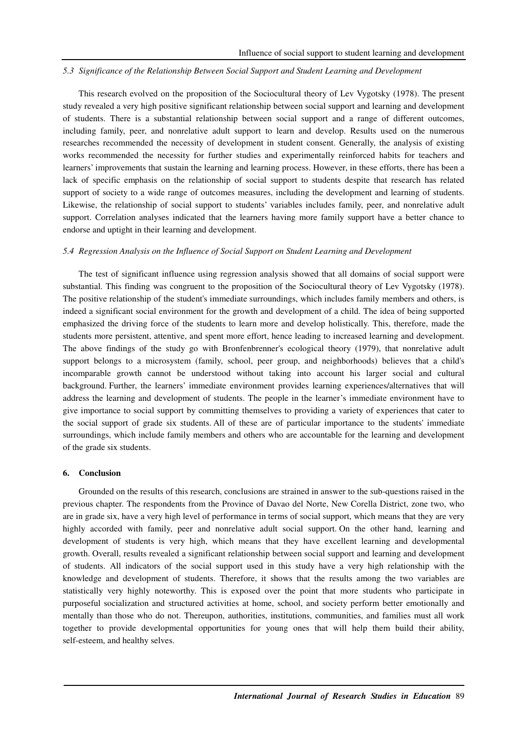### *5.3 Significance of the Relationship Between Social Support and Student Learning and Development*

This research evolved on the proposition of the Sociocultural theory of Lev Vygotsky (1978). The present study revealed a very high positive significant relationship between social support and learning and development of students. There is a substantial relationship between social support and a range of different outcomes, including family, peer, and nonrelative adult support to learn and develop. Results used on the numerous researches recommended the necessity of development in student consent. Generally, the analysis of existing works recommended the necessity for further studies and experimentally reinforced habits for teachers and learners' improvements that sustain the learning and learning process. However, in these efforts, there has been a lack of specific emphasis on the relationship of social support to students despite that research has related support of society to a wide range of outcomes measures, including the development and learning of students. Likewise, the relationship of social support to students' variables includes family, peer, and nonrelative adult support. Correlation analyses indicated that the learners having more family support have a better chance to endorse and uptight in their learning and development.

### *5.4 Regression Analysis on the Influence of Social Support on Student Learning and Development*

The test of significant influence using regression analysis showed that all domains of social support were substantial. This finding was congruent to the proposition of the Sociocultural theory of Lev Vygotsky (1978). The positive relationship of the student's immediate surroundings, which includes family members and others, is indeed a significant social environment for the growth and development of a child. The idea of being supported emphasized the driving force of the students to learn more and develop holistically. This, therefore, made the students more persistent, attentive, and spent more effort, hence leading to increased learning and development. The above findings of the study go with Bronfenbrenner's ecological theory (1979), that nonrelative adult support belongs to a microsystem (family, school, peer group, and neighborhoods) believes that a child's incomparable growth cannot be understood without taking into account his larger social and cultural background. Further, the learners' immediate environment provides learning experiences/alternatives that will address the learning and development of students. The people in the learner's immediate environment have to give importance to social support by committing themselves to providing a variety of experiences that cater to the social support of grade six students. All of these are of particular importance to the students' immediate surroundings, which include family members and others who are accountable for the learning and development of the grade six students.

## 6. Conclusion

Grounded on the results of this research, conclusions are strained in answer to the sub-questions raised in the previous chapter. The respondents from the Province of Davao del Norte, New Corella District, zone two, who are in grade six, have a very high level of performance in terms of social support, which means that they are very highly accorded with family, peer and nonrelative adult social support. On the other hand, learning and development of students is very high, which means that they have excellent learning and developmental growth. Overall, results revealed a significant relationship between social support and learning and development of students. All indicators of the social support used in this study have a very high relationship with the knowledge and development of students. Therefore, it shows that the results among the two variables are statistically very highly noteworthy. This is exposed over the point that more students who participate in purposeful socialization and structured activities at home, school, and society perform better emotionally and mentally than those who do not. Thereupon, authorities, institutions, communities, and families must all work together to provide developmental opportunities for young ones that will help them build their ability, self-esteem, and healthy selves.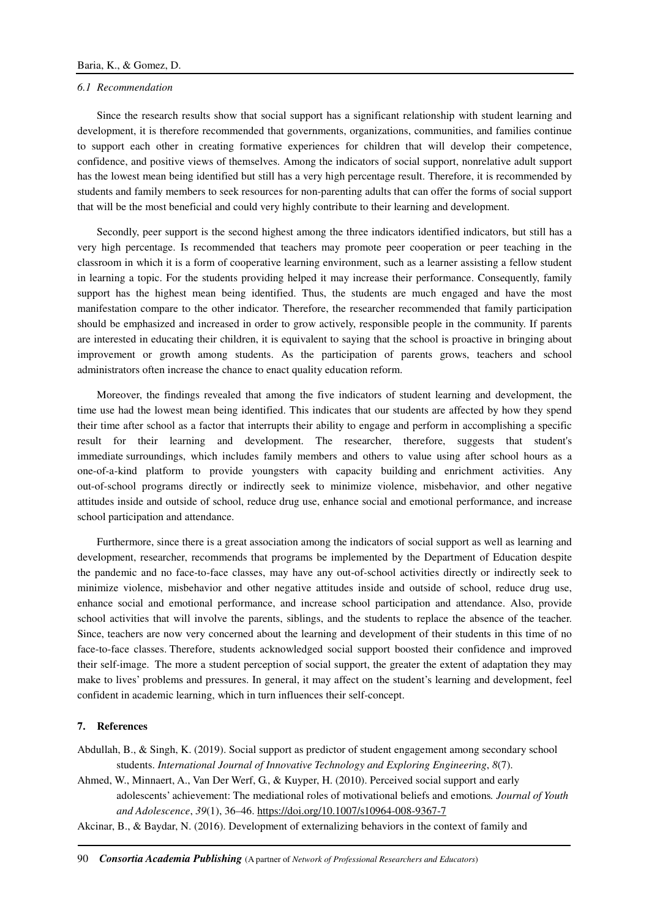### 6.1 Recommendation

Since the research results show that social support has a significant relationship with student learning and development, it is therefore recommended that governments, organizations, communities, and families continue to support each other in creating formative experiences for children that will develop their competence, confidence, and positive views of themselves. Among the indicators of social support, nonrelative adult support has the lowest mean being identified but still has a very high percentage result. Therefore, it is recommended by students and family members to seek resources for non-parenting adults that can offer the forms of social support that will be the most beneficial and could very highly contribute to their learning and development.

Secondly, peer support is the second highest among the three indicators identified indicators, but still has a very high percentage. Is recommended that teachers may promote peer cooperation or peer teaching in the classroom in which it is a form of cooperative learning environment, such as a learner assisting a fellow student in learning a topic. For the students providing helped it may increase their performance. Consequently, family support has the highest mean being identified. Thus, the students are much engaged and have the most manifestation compare to the other indicator. Therefore, the researcher recommended that family participation should be emphasized and increased in order to grow actively, responsible people in the community. If parents are interested in educating their children, it is equivalent to saying that the school is proactive in bringing about improvement or growth among students. As the participation of parents grows, teachers and school administrators often increase the chance to enact quality education reform.

Moreover, the findings revealed that among the five indicators of student learning and development, the time use had the lowest mean being identified. This indicates that our students are affected by how they spend their time after school as a factor that interrupts their ability to engage and perform in accomplishing a specific result for their learning and development. The researcher, therefore, suggests that student's immediate surroundings, which includes family members and others to value using after school hours as a one-of-a-kind platform to provide youngsters with capacity building and enrichment activities. Any out-of-school programs directly or indirectly seek to minimize violence, misbehavior, and other negative attitudes inside and outside of school, reduce drug use, enhance social and emotional performance, and increase school participation and attendance.

Furthermore, since there is a great association among the indicators of social support as well as learning and development, researcher, recommends that programs be implemented by the Department of Education despite the pandemic and no face-to-face classes, may have any out-of-school activities directly or indirectly seek to minimize violence, misbehavior and other negative attitudes inside and outside of school, reduce drug use, enhance social and emotional performance, and increase school participation and attendance. Also, provide school activities that will involve the parents, siblings, and the students to replace the absence of the teacher. Since, teachers are now very concerned about the learning and development of their students in this time of no face-to-face classes. Therefore, students acknowledged social support boosted their confidence and improved their self-image. The more a student perception of social support, the greater the extent of adaptation they may make to lives' problems and pressures. In general, it may affect on the student's learning and development, feel confident in academic learning, which in turn influences their self-concept.

## 7. References

Abdullah, B., & Singh, K. (2019). Social support as predictor of student engagement among secondary school students. *International Journal of Innovative Technology and Exploring Engineering*, *8*(7).

Ahmed, W., Minnaert, A., Van Der Werf, G., & Kuyper, H. (2010). Perceived social support and early adolescents' achievement: The mediational roles of motivational beliefs and emotions. *Journal of Youth and Adolescence*, *39*(1), 36–46. https://doi.org/10.1007/s10964-008-9367-7

Akcinar, B., & Baydar, N. (2016). Development of externalizing behaviors in the context of family and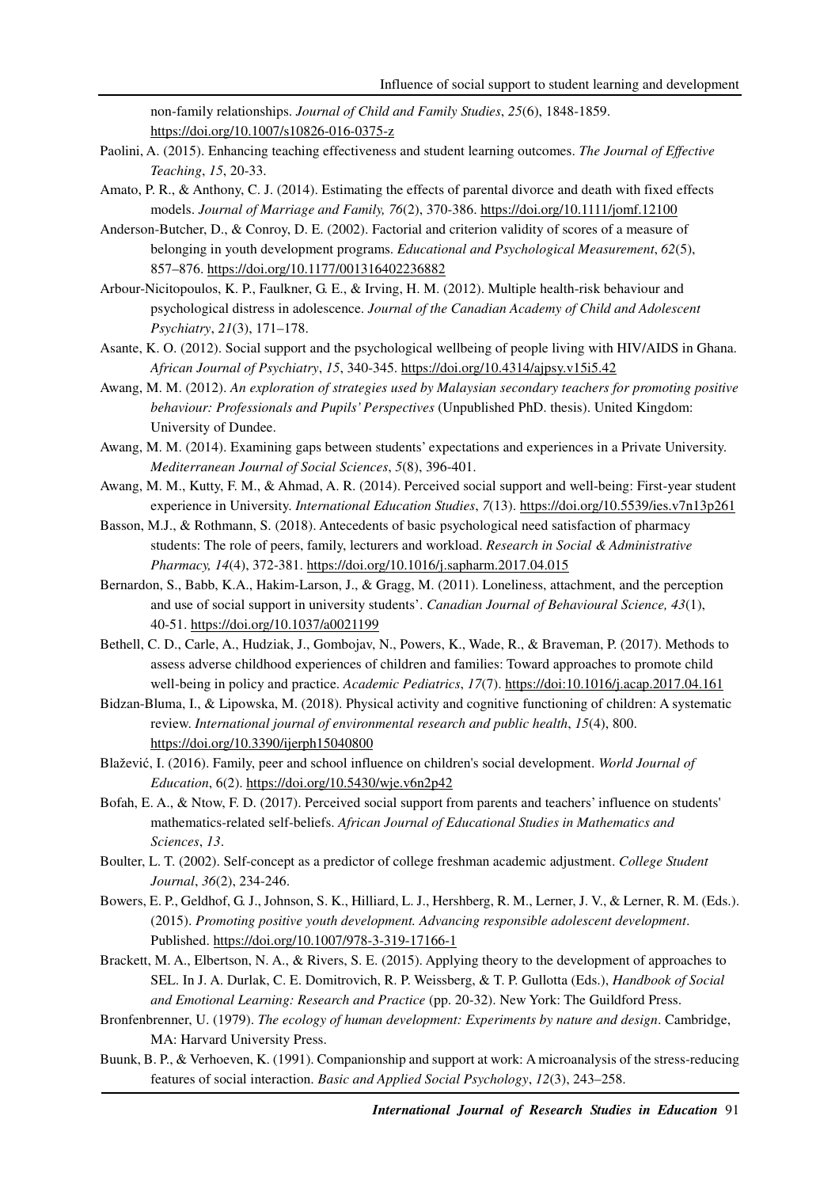non-family relationships. *Journal of Child and Family Studies*, *25*(6), 1848-1859. https://doi.org/10.1007/s10826-016-0375-z

Paolini, A. (2015). Enhancing teaching effectiveness and student learning outcomes. *The Journal of Effective Teaching*, *15*, 20-33.

Amato, P. R., & Anthony, C. J. (2014). Estimating the effects of parental divorce and death with fixed effects models. *Journal of Marriage and Family, 76*(2), 370-386. https://doi.org/10.1111/jomf.12100

Anderson-Butcher, D., & Conroy, D. E. (2002). Factorial and criterion validity of scores of a measure of belonging in youth development programs. *Educational and Psychological Measurement*, *62*(5), 857–876. https://doi.org/10.1177/001316402236882

Arbour-Nicitopoulos, K. P., Faulkner, G. E., & Irving, H. M. (2012). Multiple health-risk behaviour and psychological distress in adolescence. *Journal of the Canadian Academy of Child and Adolescent Psychiatry*, *21*(3), 171–178.

Asante, K. O. (2012). Social support and the psychological wellbeing of people living with HIV/AIDS in Ghana. *African Journal of Psychiatry*, *15*, 340-345. https://doi.org/10.4314/ajpsy.v15i5.42

Awang, M. M. (2012). *An exploration of strategies used by Malaysian secondary teachers for promoting positive behaviour: Professionals and Pupils' Perspectives* (Unpublished PhD. thesis). United Kingdom: University of Dundee.

Awang, M. M. (2014). Examining gaps between students' expectations and experiences in a Private University. *Mediterranean Journal of Social Sciences*, *5*(8), 396-401.

Awang, M. M., Kutty, F. M., & Ahmad, A. R. (2014). Perceived social support and well-being: First-year student experience in University. *International Education Studies*, *7*(13). https://doi.org/10.5539/ies.v7n13p261

Basson, M.J., & Rothmann, S. (2018). Antecedents of basic psychological need satisfaction of pharmacy students: The role of peers, family, lecturers and workload. *Research in Social & Administrative Pharmacy, 14*(4), 372-381. https://doi.org/10.1016/j.sapharm.2017.04.015

Bernardon, S., Babb, K.A., Hakim-Larson, J., & Gragg, M. (2011). Loneliness, attachment, and the perception and use of social support in university students'. *Canadian Journal of Behavioural Science, 43*(1), 40-51. https://doi.org/10.1037/a0021199

Bethell, C. D., Carle, A., Hudziak, J., Gombojav, N., Powers, K., Wade, R., & Braveman, P. (2017). Methods to assess adverse childhood experiences of children and families: Toward approaches to promote child well-being in policy and practice. *Academic Pediatrics*, *17*(7). https://doi:10.1016/j.acap.2017.04.161

Bidzan-Bluma, I., & Lipowska, M. (2018). Physical activity and cognitive functioning of children: A systematic review. *International journal of environmental research and public health*, *15*(4), 800. https://doi.org/10.3390/ijerph15040800

Blažević, I. (2016). Family, peer and school influence on children's social development. *World Journal of Education*, 6(2). https://doi.org/10.5430/wje.v6n2p42

Bofah, E. A., & Ntow, F. D. (2017). Perceived social support from parents and teachers' influence on students' mathematics-related self-beliefs. *African Journal of Educational Studies in Mathematics and Sciences*, *13*.

Boulter, L. T. (2002). Self-concept as a predictor of college freshman academic adjustment. *College Student Journal*, *36*(2), 234-246.

Bowers, E. P., Geldhof, G. J., Johnson, S. K., Hilliard, L. J., Hershberg, R. M., Lerner, J. V., & Lerner, R. M. (Eds.). (2015). *Promoting positive youth development. Advancing responsible adolescent development*. Published. https://doi.org/10.1007/978-3-319-17166-1

Brackett, M. A., Elbertson, N. A., & Rivers, S. E. (2015). Applying theory to the development of approaches to SEL. In J. A. Durlak, C. E. Domitrovich, R. P. Weissberg, & T. P. Gullotta (Eds.), *Handbook of Social and Emotional Learning: Research and Practice* (pp. 20-32). New York: The Guildford Press.

Bronfenbrenner, U. (1979). *The ecology of human development: Experiments by nature and design*. Cambridge, MA: Harvard University Press.

Buunk, B. P., & Verhoeven, K. (1991). Companionship and support at work: A microanalysis of the stress-reducing features of social interaction. *Basic and Applied Social Psychology*, *12*(3), 243–258.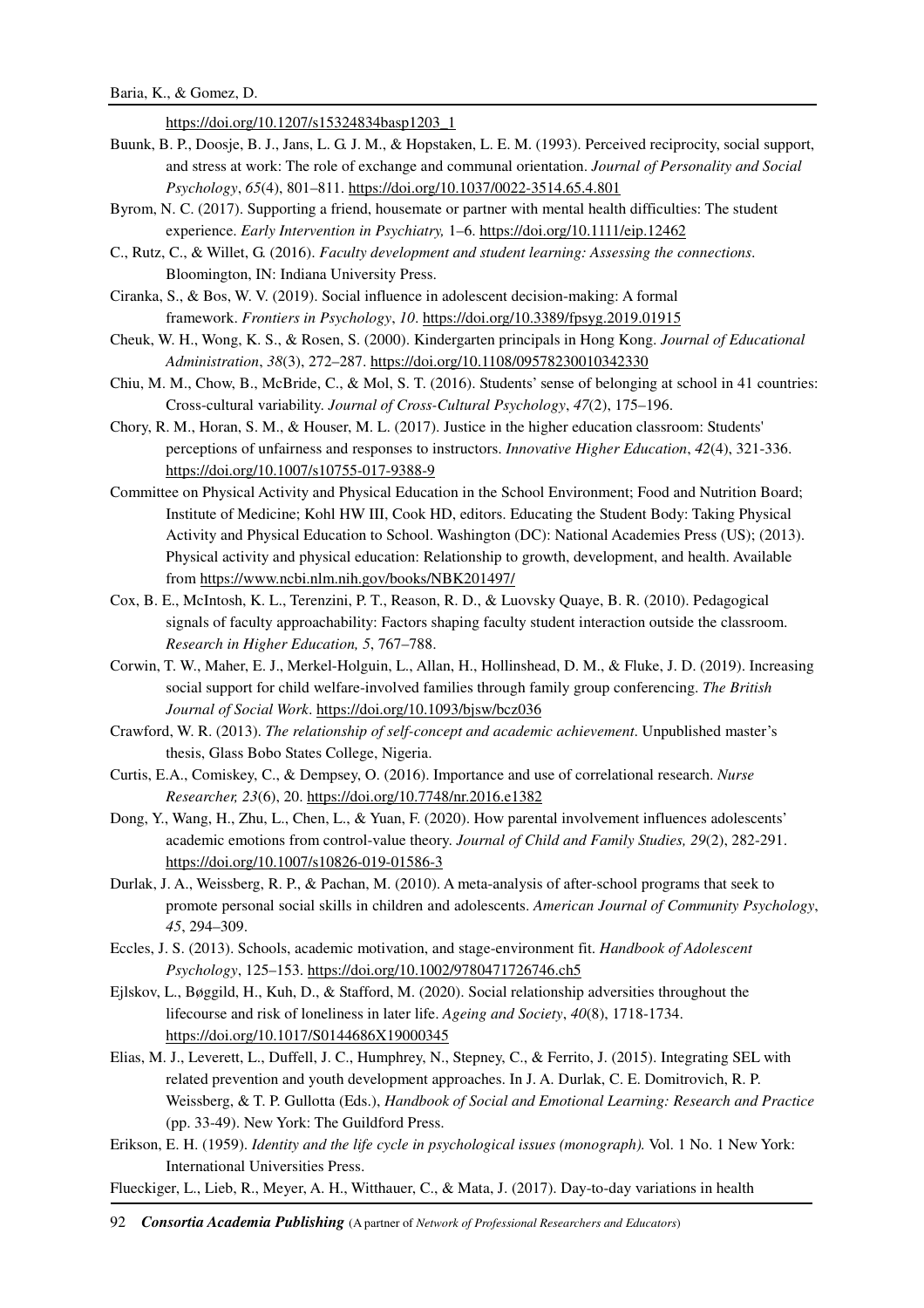https://doi.org/10.1207/s15324834basp1203_1

Buunk, B. P., Doosje, B. J., Jans, L. G. J. M., & Hopstaken, L. E. M. (1993). Perceived reciprocity, social support, and stress at work: The role of exchange and communal orientation. *Journal of Personality and Social Psychology*, *65*(4), 801–811. https://doi.org/10.1037/0022-3514.65.4.801

Byrom, N. C. (2017). Supporting a friend, housemate or partner with mental health difficulties: The student experience. *Early Intervention in Psychiatry,* 1–6. https://doi.org/10.1111/eip.12462

C., Rutz, C., & Willet, G. (2016). *Faculty development and student learning: Assessing the connections*. Bloomington, IN: Indiana University Press.

Ciranka, S., & Bos, W. V. (2019). Social influence in adolescent decision-making: A formal framework. *Frontiers in Psychology*, *10*. https://doi.org/10.3389/fpsyg.2019.01915

Cheuk, W. H., Wong, K. S., & Rosen, S. (2000). Kindergarten principals in Hong Kong. *Journal of Educational Administration*, *38*(3), 272–287. https://doi.org/10.1108/09578230010342330

Chiu, M. M., Chow, B., McBride, C., & Mol, S. T. (2016). Students' sense of belonging at school in 41 countries: Cross-cultural variability. *Journal of Cross-Cultural Psychology*, *47*(2), 175–196.

Chory, R. M., Horan, S. M., & Houser, M. L. (2017). Justice in the higher education classroom: Students' perceptions of unfairness and responses to instructors. *Innovative Higher Education*, *42*(4), 321-336. https://doi.org/10.1007/s10755-017-9388-9

Committee on Physical Activity and Physical Education in the School Environment; Food and Nutrition Board; Institute of Medicine; Kohl HW III, Cook HD, editors. Educating the Student Body: Taking Physical Activity and Physical Education to School. Washington (DC): National Academies Press (US); (2013). Physical activity and physical education: Relationship to growth, development, and health. Available from https://www.ncbi.nlm.nih.gov/books/NBK201497/

Cox, B. E., McIntosh, K. L., Terenzini, P. T., Reason, R. D., & Luovsky Quaye, B. R. (2010). Pedagogical signals of faculty approachability: Factors shaping faculty student interaction outside the classroom. *Research in Higher Education, 5*, 767–788.

Corwin, T. W., Maher, E. J., Merkel-Holguin, L., Allan, H., Hollinshead, D. M., & Fluke, J. D. (2019). Increasing social support for child welfare-involved families through family group conferencing. *The British Journal of Social Work*. https://doi.org/10.1093/bjsw/bcz036

Crawford, W. R. (2013). *The relationship of self-concept and academic achievement*. Unpublished master's thesis, Glass Bobo States College, Nigeria.

Curtis, E.A., Comiskey, C., & Dempsey, O. (2016). Importance and use of correlational research. *Nurse Researcher, 23*(6), 20. https://doi.org/10.7748/nr.2016.e1382

Dong, Y., Wang, H., Zhu, L., Chen, L., & Yuan, F. (2020). How parental involvement influences adolescents' academic emotions from control-value theory. *Journal of Child and Family Studies, 29*(2), 282-291. https://doi.org/10.1007/s10826-019-01586-3

Durlak, J. A., Weissberg, R. P., & Pachan, M. (2010). A meta-analysis of after-school programs that seek to promote personal social skills in children and adolescents. *American Journal of Community Psychology*, *45*, 294–309.

Eccles, J. S. (2013). Schools, academic motivation, and stage-environment fit. *Handbook of Adolescent Psychology*, 125–153. https://doi.org/10.1002/9780471726746.ch5

Ejlskov, L., Bøggild, H., Kuh, D., & Stafford, M. (2020). Social relationship adversities throughout the lifecourse and risk of loneliness in later life. *Ageing and Society*, *40*(8), 1718-1734. https://doi.org/10.1017/S0144686X19000345

Elias, M. J., Leverett, L., Duffell, J. C., Humphrey, N., Stepney, C., & Ferrito, J. (2015). Integrating SEL with related prevention and youth development approaches. In J. A. Durlak, C. E. Domitrovich, R. P. Weissberg, & T. P. Gullotta (Eds.), *Handbook of Social and Emotional Learning: Research and Practice* (pp. 33-49). New York: The Guildford Press.

Erikson, E. H. (1959). *Identity and the life cycle in psychological issues (monograph).* Vol. 1 No. 1 New York: International Universities Press.

Flueckiger, L., Lieb, R., Meyer, A. H., Witthauer, C., & Mata, J. (2017). Day-to-day variations in health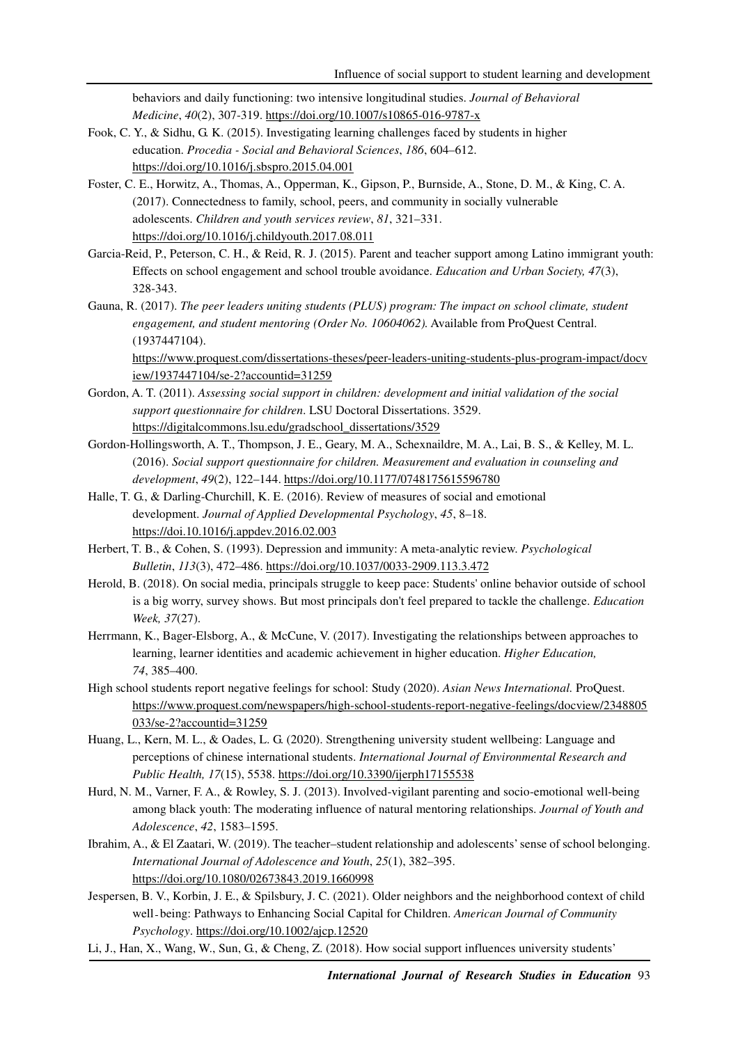behaviors and daily functioning: two intensive longitudinal studies. *Journal of Behavioral Medicine*, *40*(2), 307-319. https://doi.org/10.1007/s10865-016-9787-x

Fook, C. Y., & Sidhu, G. K. (2015). Investigating learning challenges faced by students in higher education. *Procedia - Social and Behavioral Sciences*, *186*, 604–612. https://doi.org/10.1016/j.sbspro.2015.04.001

Foster, C. E., Horwitz, A., Thomas, A., Opperman, K., Gipson, P., Burnside, A., Stone, D. M., & King, C. A. (2017). Connectedness to family, school, peers, and community in socially vulnerable adolescents. *Children and youth services review*, *81*, 321–331. https://doi.org/10.1016/j.childyouth.2017.08.011

Garcia-Reid, P., Peterson, C. H., & Reid, R. J. (2015). Parent and teacher support among Latino immigrant youth: Effects on school engagement and school trouble avoidance. *Education and Urban Society, 47*(3), 328-343.

Gauna, R. (2017). *The peer leaders uniting students (PLUS) program: The impact on school climate, student engagement, and student mentoring (Order No. 10604062).* Available from ProQuest Central. (1937447104). https://www.proquest.com/dissertations-theses/peer-leaders-uniting-students-plus-program-impact/docview/1937447104/se-2?accountid=31259

Gordon, A. T. (2011). *Assessing social support in children: development and initial validation of the social support questionnaire for children*. LSU Doctoral Dissertations. 3529. https://digitalcommons.lsu.edu/gradschool_dissertations/3529

Gordon-Hollingsworth, A. T., Thompson, J. E., Geary, M. A., Schexnaildre, M. A., Lai, B. S., & Kelley, M. L. (2016). *Social support questionnaire for children. Measurement and evaluation in counseling and development*, *49*(2), 122–144. https://doi.org/10.1177/0748175615596780

Halle, T. G., & Darling-Churchill, K. E. (2016). Review of measures of social and emotional development. *Journal of Applied Developmental Psychology*, *45*, 8–18. https://doi.10.1016/j.appdev.2016.02.003

Herbert, T. B., & Cohen, S. (1993). Depression and immunity: A meta-analytic review. *Psychological Bulletin*, *113*(3), 472–486. https://doi.org/10.1037/0033-2909.113.3.472

Herold, B. (2018). On social media, principals struggle to keep pace: Students' online behavior outside of school is a big worry, survey shows. But most principals don't feel prepared to tackle the challenge. *Education Week, 37*(27).

Herrmann, K., Bager-Elsborg, A., & McCune, V. (2017). Investigating the relationships between approaches to learning, learner identities and academic achievement in higher education. *Higher Education, 74*, 385–400.

High school students report negative feelings for school: Study (2020). *Asian News International.* ProQuest. https://www.proquest.com/newspapers/high-school-students-report-negative-feelings/docview/2348805033/se-2?accountid=31259

Huang, L., Kern, M. L., & Oades, L. G. (2020). Strengthening university student wellbeing: Language and perceptions of chinese international students. *International Journal of Environmental Research and Public Health, 17*(15), 5538. https://doi.org/10.3390/ijerph17155538

Hurd, N. M., Varner, F. A., & Rowley, S. J. (2013). Involved-vigilant parenting and socio-emotional well-being among black youth: The moderating influence of natural mentoring relationships. *Journal of Youth and Adolescence*, *42*, 1583–1595.

Ibrahim, A., & El Zaatari, W. (2019). The teacher–student relationship and adolescents' sense of school belonging. *International Journal of Adolescence and Youth*, *25*(1), 382–395. https://doi.org/10.1080/02673843.2019.1660998

Jespersen, B. V., Korbin, J. E., & Spilsbury, J. C. (2021). Older neighbors and the neighborhood context of child well-being: Pathways to Enhancing Social Capital for Children. *American Journal of Community Psychology*. https://doi.org/10.1002/ajcp.12520

Li, J., Han, X., Wang, W., Sun, G., & Cheng, Z. (2018). How social support influences university students'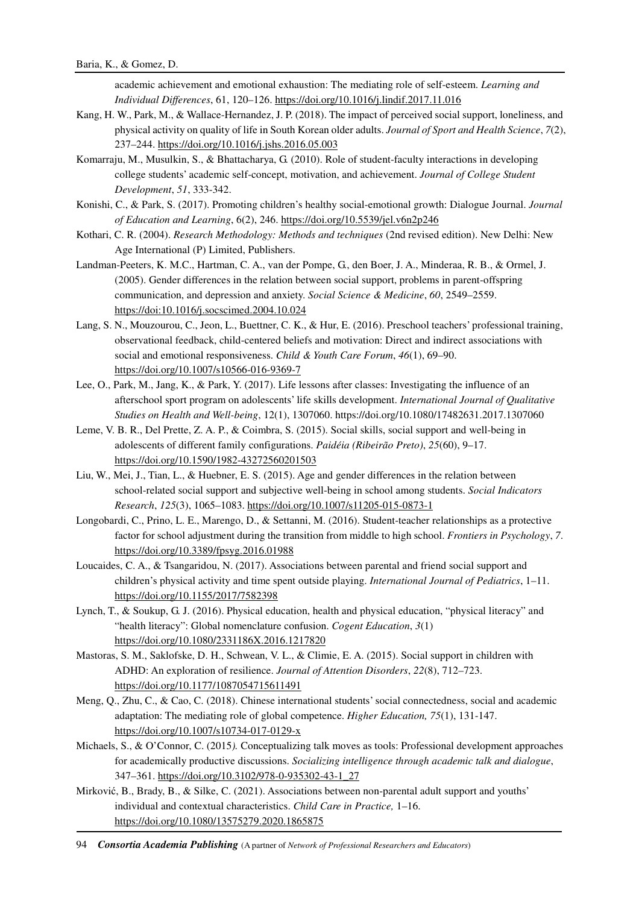academic achievement and emotional exhaustion: The mediating role of self-esteem. *Learning and Individual Differences*, 61, 120–126. https://doi.org/10.1016/j.lindif.2017.11.016

Kang, H. W., Park, M., & Wallace-Hernandez, J. P. (2018). The impact of perceived social support, loneliness, and physical activity on quality of life in South Korean older adults. *Journal of Sport and Health Science*, *7*(2), 237–244. https://doi.org/10.1016/j.jshs.2016.05.003

Komarraju, M., Musulkin, S., & Bhattacharya, G. (2010). Role of student-faculty interactions in developing college students' academic self-concept, motivation, and achievement. *Journal of College Student Development*, *51*, 333-342.

Konishi, C., & Park, S. (2017). Promoting children's healthy social-emotional growth: Dialogue Journal. *Journal of Education and Learning*, 6(2), 246. https://doi.org/10.5539/jel.v6n2p246

Kothari, C. R. (2004). *Research Methodology: Methods and techniques* (2nd revised edition). New Delhi: New Age International (P) Limited, Publishers.

Landman-Peeters, K. M.C., Hartman, C. A., van der Pompe, G., den Boer, J. A., Minderaa, R. B., & Ormel, J. (2005). Gender differences in the relation between social support, problems in parent-offspring communication, and depression and anxiety. *Social Science & Medicine*, *60*, 2549–2559. https://doi:10.1016/j.socscimed.2004.10.024

Lang, S. N., Mouzourou, C., Jeon, L., Buettner, C. K., & Hur, E. (2016). Preschool teachers' professional training, observational feedback, child-centered beliefs and motivation: Direct and indirect associations with social and emotional responsiveness. *Child & Youth Care Forum*, *46*(1), 69–90. https://doi.org/10.1007/s10566-016-9369-7

Lee, O., Park, M., Jang, K., & Park, Y. (2017). Life lessons after classes: Investigating the influence of an afterschool sport program on adolescents' life skills development. *International Journal of Qualitative Studies on Health and Well-being*, 12(1), 1307060. https://doi.org/10.1080/17482631.2017.1307060

Leme, V. B. R., Del Prette, Z. A. P., & Coimbra, S. (2015). Social skills, social support and well-being in adolescents of different family configurations. *Paidéia (Ribeirão Preto)*, *25*(60), 9–17. https://doi.org/10.1590/1982-43272560201503

Liu, W., Mei, J., Tian, L., & Huebner, E. S. (2015). Age and gender differences in the relation between school-related social support and subjective well-being in school among students. *Social Indicators Research*, *125*(3), 1065–1083. https://doi.org/10.1007/s11205-015-0873-1

Longobardi, C., Prino, L. E., Marengo, D., & Settanni, M. (2016). Student-teacher relationships as a protective factor for school adjustment during the transition from middle to high school. *Frontiers in Psychology*, *7*. https://doi.org/10.3389/fpsyg.2016.01988

Loucaides, C. A., & Tsangaridou, N. (2017). Associations between parental and friend social support and children's physical activity and time spent outside playing. *International Journal of Pediatrics*, 1–11. https://doi.org/10.1155/2017/7582398

Lynch, T., & Soukup, G. J. (2016). Physical education, health and physical education, "physical literacy" and "health literacy": Global nomenclature confusion. *Cogent Education*, *3*(1) https://doi.org/10.1080/2331186X.2016.1217820

Mastoras, S. M., Saklofske, D. H., Schwean, V. L., & Climie, E. A. (2015). Social support in children with ADHD: An exploration of resilience. *Journal of Attention Disorders*, *22*(8), 712–723. https://doi.org/10.1177/1087054715611491

Meng, Q., Zhu, C., & Cao, C. (2018). Chinese international students' social connectedness, social and academic adaptation: The mediating role of global competence. *Higher Education, 75*(1), 131-147. https://doi.org/10.1007/s10734-017-0129-x

Michaels, S., & O'Connor, C. (2015). Conceptualizing talk moves as tools: Professional development approaches for academically productive discussions. *Socializing intelligence through academic talk and dialogue*, 347–361. https://doi.org/10.3102/978-0-935302-43-1_27

Mirković, B., Brady, B., & Silke, C. (2021). Associations between non-parental adult support and youths' individual and contextual characteristics. *Child Care in Practice,* 1–16. https://doi.org/10.1080/13575279.2020.1865875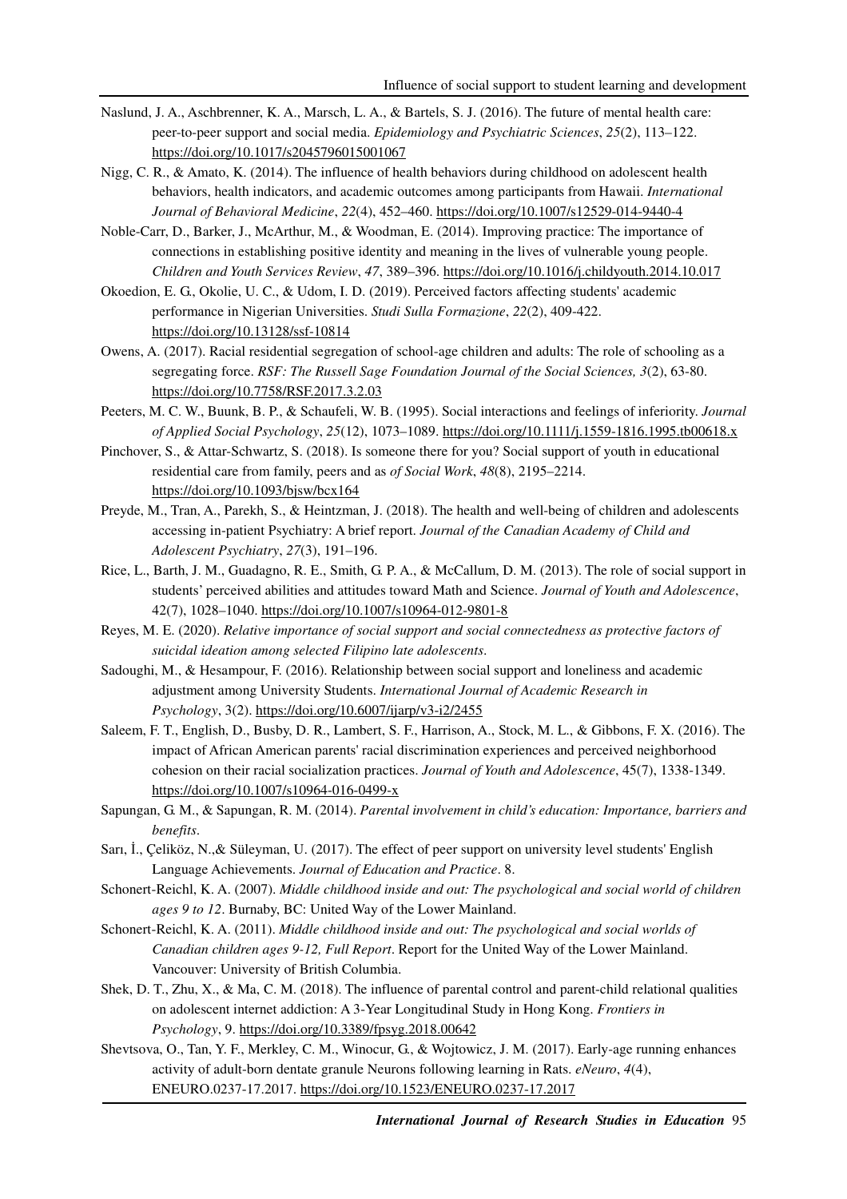Naslund, J. A., Aschbrenner, K. A., Marsch, L. A., & Bartels, S. J. (2016). The future of mental health care: peer-to-peer support and social media. *Epidemiology and Psychiatric Sciences*, *25*(2), 113–122. https://doi.org/10.1017/s2045796015001067

Nigg, C. R., & Amato, K. (2014). The influence of health behaviors during childhood on adolescent health behaviors, health indicators, and academic outcomes among participants from Hawaii. *International Journal of Behavioral Medicine*, *22*(4), 452–460. https://doi.org/10.1007/s12529-014-9440-4

Noble-Carr, D., Barker, J., McArthur, M., & Woodman, E. (2014). Improving practice: The importance of connections in establishing positive identity and meaning in the lives of vulnerable young people. *Children and Youth Services Review*, *47*, 389–396. https://doi.org/10.1016/j.childyouth.2014.10.017

Okoedion, E. G., Okolie, U. C., & Udom, I. D. (2019). Perceived factors affecting students' academic performance in Nigerian Universities. *Studi Sulla Formazione*, *22*(2), 409-422. https://doi.org/10.13128/ssf-10814

Owens, A. (2017). Racial residential segregation of school-age children and adults: The role of schooling as a segregating force. *RSF: The Russell Sage Foundation Journal of the Social Sciences, 3*(2), 63-80. https://doi.org/10.7758/RSF.2017.3.2.03

Peeters, M. C. W., Buunk, B. P., & Schaufeli, W. B. (1995). Social interactions and feelings of inferiority. *Journal of Applied Social Psychology*, *25*(12), 1073–1089. https://doi.org/10.1111/j.1559-1816.1995.tb00618.x

Pinchover, S., & Attar-Schwartz, S. (2018). Is someone there for you? Social support of youth in educational residential care from family, peers and as *of Social Work*, *48*(8), 2195–2214. https://doi.org/10.1093/bjsw/bcx164

Preyde, M., Tran, A., Parekh, S., & Heintzman, J. (2018). The health and well-being of children and adolescents accessing in-patient Psychiatry: A brief report. *Journal of the Canadian Academy of Child and Adolescent Psychiatry*, *27*(3), 191–196.

Rice, L., Barth, J. M., Guadagno, R. E., Smith, G. P. A., & McCallum, D. M. (2013). The role of social support in students' perceived abilities and attitudes toward Math and Science. *Journal of Youth and Adolescence*, 42(7), 1028–1040. https://doi.org/10.1007/s10964-012-9801-8

Reyes, M. E. (2020). *Relative importance of social support and social connectedness as protective factors of suicidal ideation among selected Filipino late adolescents*.

Sadoughi, M., & Hesampour, F. (2016). Relationship between social support and loneliness and academic adjustment among University Students. *International Journal of Academic Research in Psychology*, 3(2). https://doi.org/10.6007/ijarp/v3-i2/2455

Saleem, F. T., English, D., Busby, D. R., Lambert, S. F., Harrison, A., Stock, M. L., & Gibbons, F. X. (2016). The impact of African American parents' racial discrimination experiences and perceived neighborhood cohesion on their racial socialization practices. *Journal of Youth and Adolescence*, 45(7), 1338-1349. https://doi.org/10.1007/s10964-016-0499-x

Sapungan, G. M., & Sapungan, R. M. (2014). *Parental involvement in child's education: Importance, barriers and benefits*.

Sarı, İ., Çeliköz, N.,& Süleyman, U. (2017). The effect of peer support on university level students' English Language Achievements. *Journal of Education and Practice*. 8.

Schonert-Reichl, K. A. (2007). *Middle childhood inside and out: The psychological and social world of children ages 9 to 12*. Burnaby, BC: United Way of the Lower Mainland.

Schonert-Reichl, K. A. (2011). *Middle childhood inside and out: The psychological and social worlds of Canadian children ages 9-12, Full Report*. Report for the United Way of the Lower Mainland. Vancouver: University of British Columbia.

Shek, D. T., Zhu, X., & Ma, C. M. (2018). The influence of parental control and parent-child relational qualities on adolescent internet addiction: A 3-Year Longitudinal Study in Hong Kong. *Frontiers in Psychology*, 9. https://doi.org/10.3389/fpsyg.2018.00642

Shevtsova, O., Tan, Y. F., Merkley, C. M., Winocur, G., & Wojtowicz, J. M. (2017). Early-age running enhances activity of adult-born dentate granule Neurons following learning in Rats. *eNeuro*, *4*(4), ENEURO.0237-17.2017. https://doi.org/10.1523/ENEURO.0237-17.2017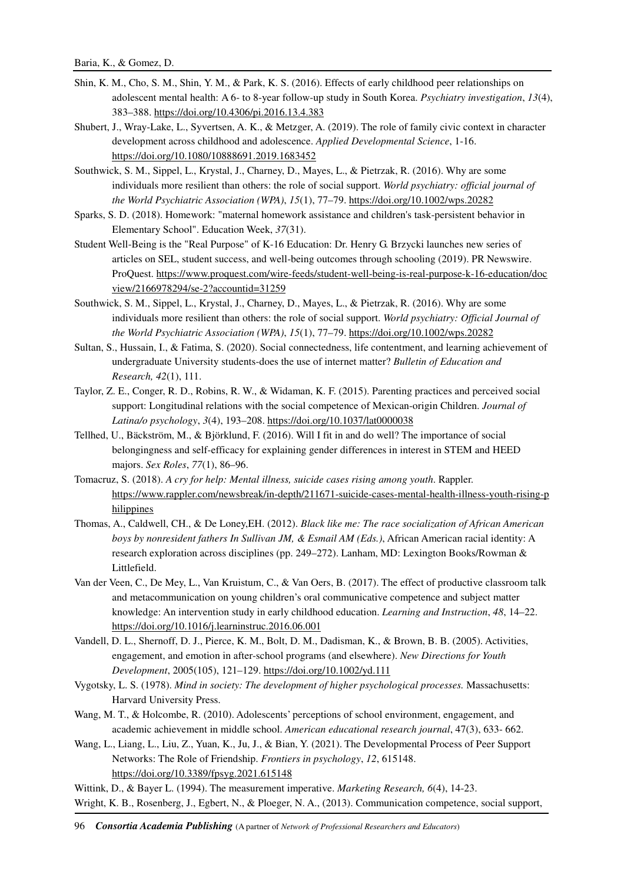Shin, K. M., Cho, S. M., Shin, Y. M., & Park, K. S. (2016). Effects of early childhood peer relationships on adolescent mental health: A 6- to 8-year follow-up study in South Korea. *Psychiatry investigation*, *13*(4), 383–388. https://doi.org/10.4306/pi.2016.13.4.383

Shubert, J., Wray-Lake, L., Syvertsen, A. K., & Metzger, A. (2019). The role of family civic context in character development across childhood and adolescence. *Applied Developmental Science*, 1-16. https://doi.org/10.1080/10888691.2019.1683452

Southwick, S. M., Sippel, L., Krystal, J., Charney, D., Mayes, L., & Pietrzak, R. (2016). Why are some individuals more resilient than others: the role of social support. *World psychiatry: official journal of the World Psychiatric Association (WPA)*, *15*(1), 77–79. https://doi.org/10.1002/wps.20282

Sparks, S. D. (2018). Homework: "maternal homework assistance and children's task-persistent behavior in Elementary School". Education Week, *37*(31).

Student Well-Being is the "Real Purpose" of K-16 Education: Dr. Henry G. Brzycki launches new series of articles on SEL, student success, and well-being outcomes through schooling (2019). PR Newswire. ProQuest. https://www.proquest.com/wire-feeds/student-well-being-is-real-purpose-k-16-education/docview/2166978294/se-2?accountid=31259

Southwick, S. M., Sippel, L., Krystal, J., Charney, D., Mayes, L., & Pietrzak, R. (2016). Why are some individuals more resilient than others: the role of social support. *World psychiatry: Official Journal of the World Psychiatric Association (WPA)*, *15*(1), 77–79. https://doi.org/10.1002/wps.20282

Sultan, S., Hussain, I., & Fatima, S. (2020). Social connectedness, life contentment, and learning achievement of undergraduate University students-does the use of internet matter? *Bulletin of Education and Research, 42*(1), 111.

Taylor, Z. E., Conger, R. D., Robins, R. W., & Widaman, K. F. (2015). Parenting practices and perceived social support: Longitudinal relations with the social competence of Mexican-origin Children. *Journal of Latina/o psychology*, *3*(4), 193–208. https://doi.org/10.1037/lat0000038

Tellhed, U., Bäckström, M., & Björklund, F. (2016). Will I fit in and do well? The importance of social belongingness and self-efficacy for explaining gender differences in interest in STEM and HEED majors. *Sex Roles*, *77*(1), 86–96.

Tomacruz, S. (2018). *A cry for help: Mental illness, suicide cases rising among youth*. Rappler. https://www.rappler.com/newsbreak/in-depth/211671-suicide-cases-mental-health-illness-youth-rising-philippines

Thomas, A., Caldwell, CH., & De Loney,EH. (2012). *Black like me: The race socialization of African American boys by nonresident fathers In Sullivan JM, & Esmail AM (Eds.)*, African American racial identity: A research exploration across disciplines (pp. 249–272). Lanham, MD: Lexington Books/Rowman & Littlefield.

Van der Veen, C., De Mey, L., Van Kruistum, C., & Van Oers, B. (2017). The effect of productive classroom talk and metacommunication on young children's oral communicative competence and subject matter knowledge: An intervention study in early childhood education. *Learning and Instruction*, *48*, 14–22. https://doi.org/10.1016/j.learninstruc.2016.06.001

Vandell, D. L., Shernoff, D. J., Pierce, K. M., Bolt, D. M., Dadisman, K., & Brown, B. B. (2005). Activities, engagement, and emotion in after-school programs (and elsewhere). *New Directions for Youth Development*, 2005(105), 121–129. https://doi.org/10.1002/yd.111

Vygotsky, L. S. (1978). *Mind in society: The development of higher psychological processes.* Massachusetts: Harvard University Press.

Wang, M. T., & Holcombe, R. (2010). Adolescents' perceptions of school environment, engagement, and academic achievement in middle school. *American educational research journal*, 47(3), 633- 662.

Wang, L., Liang, L., Liu, Z., Yuan, K., Ju, J., & Bian, Y. (2021). The Developmental Process of Peer Support Networks: The Role of Friendship. *Frontiers in psychology*, *12*, 615148. https://doi.org/10.3389/fpsyg.2021.615148

Wittink, D., & Bayer L. (1994). The measurement imperative. *Marketing Research, 6*(4), 14-23.

Wright, K. B., Rosenberg, J., Egbert, N., & Ploeger, N. A., (2013). Communication competence, social support,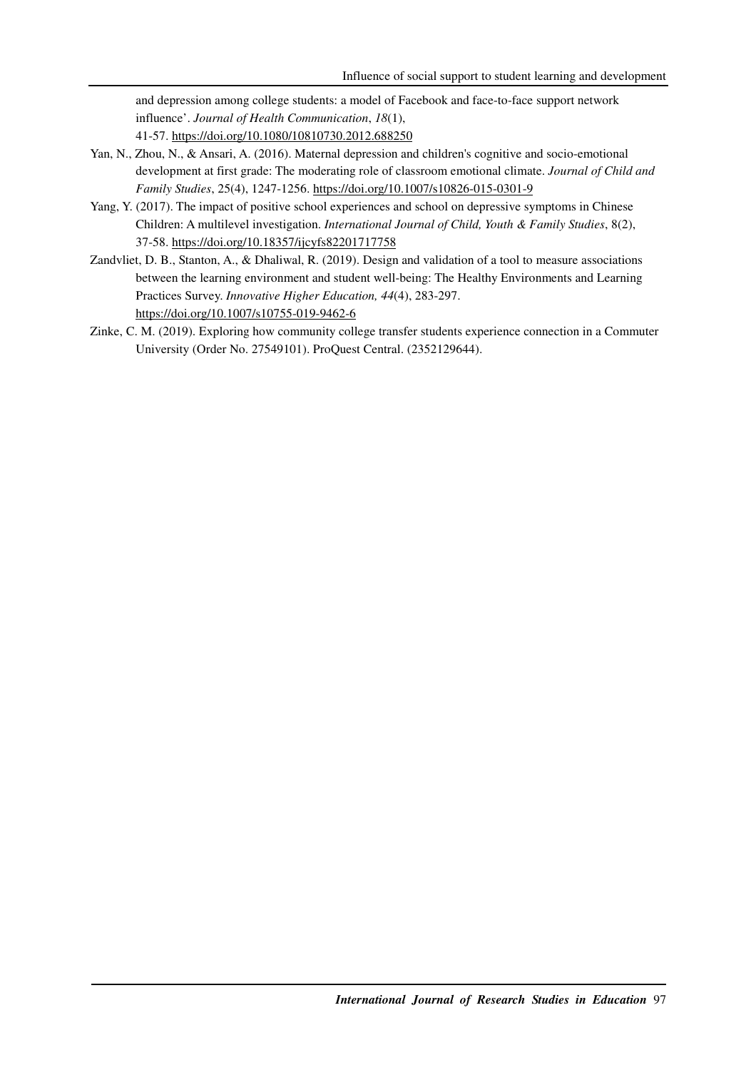and depression among college students: a model of Facebook and face-to-face support network influence'. *Journal of Health Communication*, *18*(1), 41-57. https://doi.org/10.1080/10810730.2012.688250

Yan, N., Zhou, N., & Ansari, A. (2016). Maternal depression and children's cognitive and socio-emotional development at first grade: The moderating role of classroom emotional climate. *Journal of Child and Family Studies*, 25(4), 1247-1256. https://doi.org/10.1007/s10826-015-0301-9

Yang, Y. (2017). The impact of positive school experiences and school on depressive symptoms in Chinese Children: A multilevel investigation. *International Journal of Child, Youth & Family Studies*, 8(2), 37-58. https://doi.org/10.18357/ijcyfs82201717758

Zandvliet, D. B., Stanton, A., & Dhaliwal, R. (2019). Design and validation of a tool to measure associations between the learning environment and student well-being: The Healthy Environments and Learning Practices Survey. *Innovative Higher Education, 44*(4), 283-297. https://doi.org/10.1007/s10755-019-9462-6

Zinke, C. M. (2019). Exploring how community college transfer students experience connection in a Commuter University (Order No. 27549101). ProQuest Central. (2352129644).